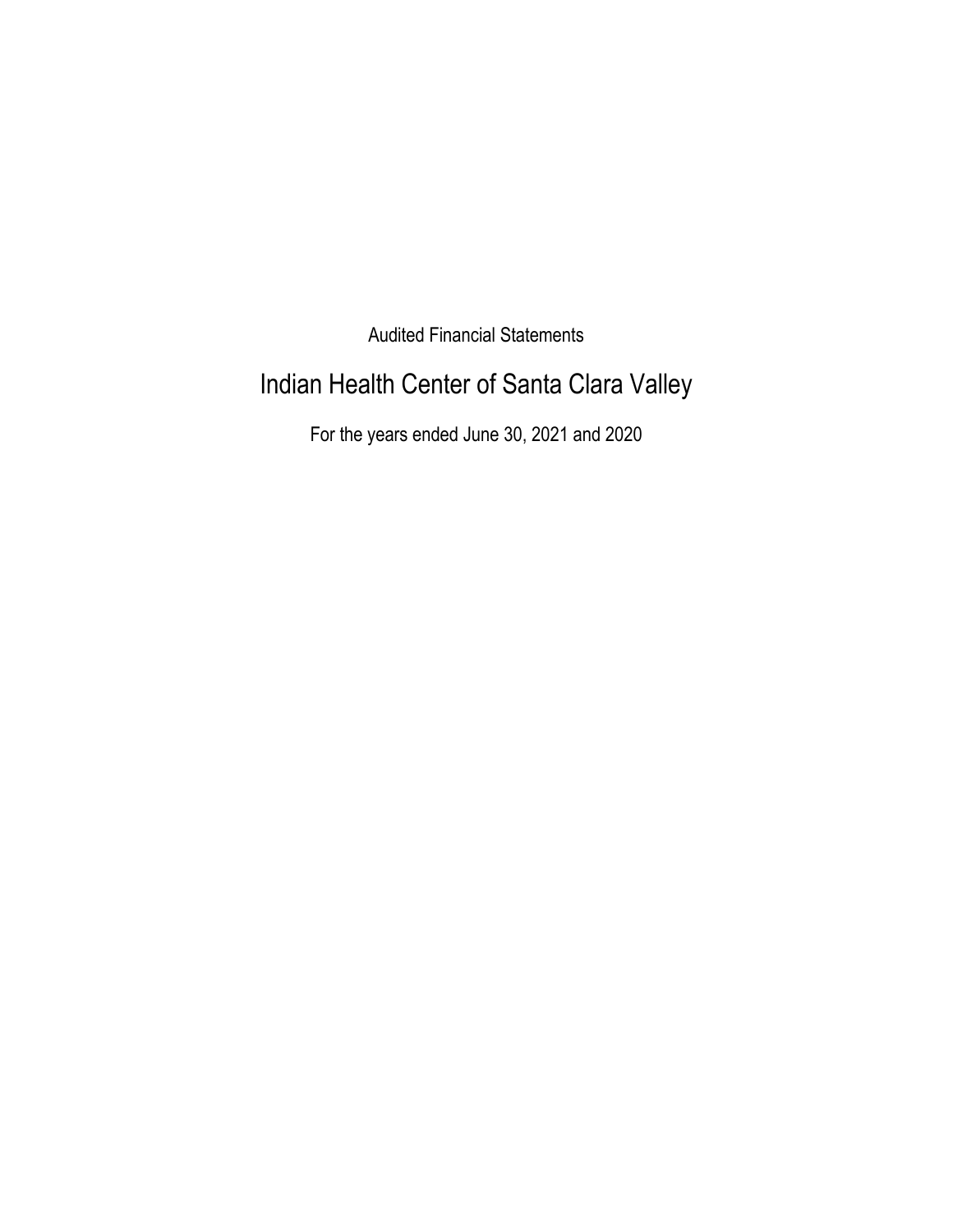Audited Financial Statements

# Indian Health Center of Santa Clara Valley

For the years ended June 30, 2021 and 2020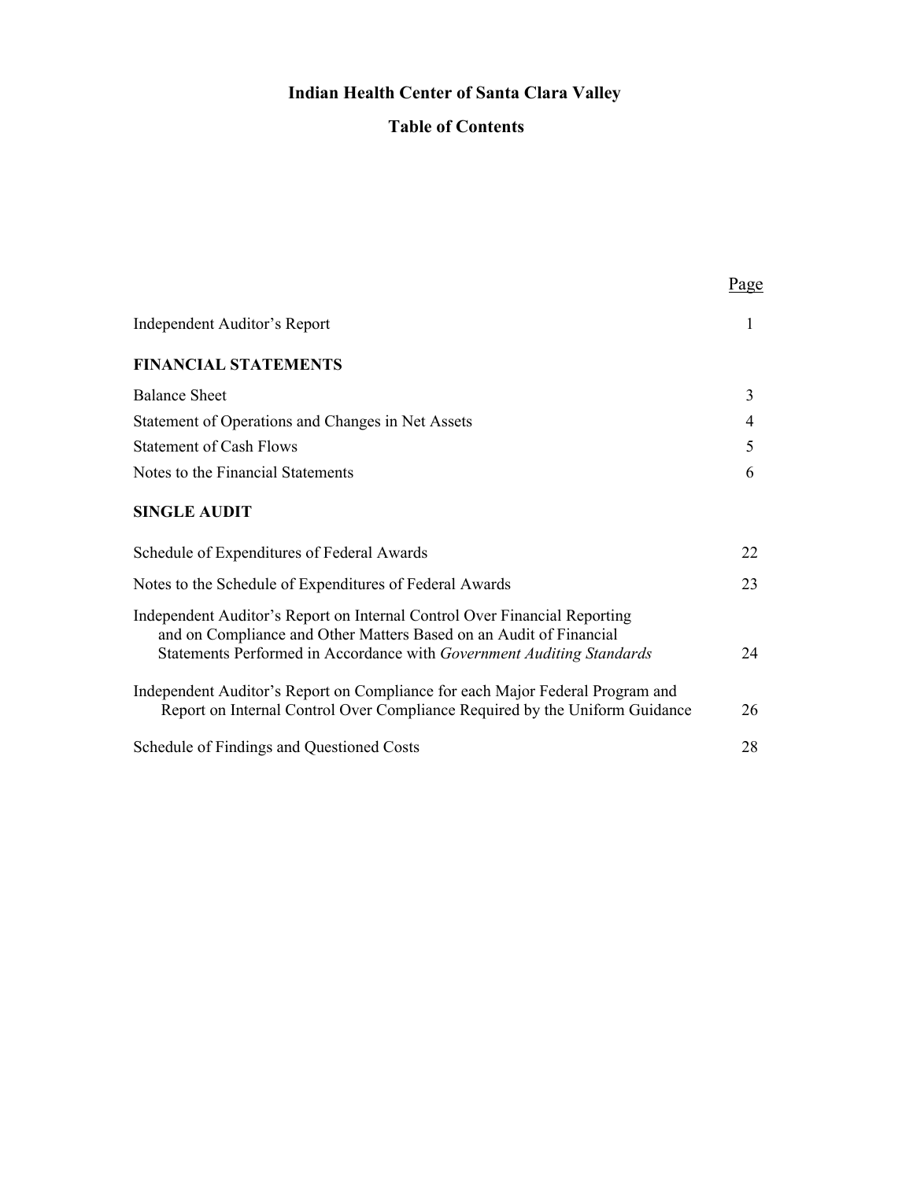# Indian Health Center of Santa Clara Valley

## Table of Contents

| | Page |
|---|---|
| Independent Auditor's Report | 1 |
| **FINANCIAL STATEMENTS** | |
| Balance Sheet | 3 |
| Statement of Operations and Changes in Net Assets | 4 |
| Statement of Cash Flows | 5 |
| Notes to the Financial Statements | 6 |
| **SINGLE AUDIT** | |
| Schedule of Expenditures of Federal Awards | 22 |
| Notes to the Schedule of Expenditures of Federal Awards | 23 |
| Independent Auditor's Report on Internal Control Over Financial Reporting and on Compliance and Other Matters Based on an Audit of Financial Statements Performed in Accordance with *Government Auditing Standards* | 24 |
| Independent Auditor's Report on Compliance for each Major Federal Program and Report on Internal Control Over Compliance Required by the Uniform Guidance | 26 |
| Schedule of Findings and Questioned Costs | 28 |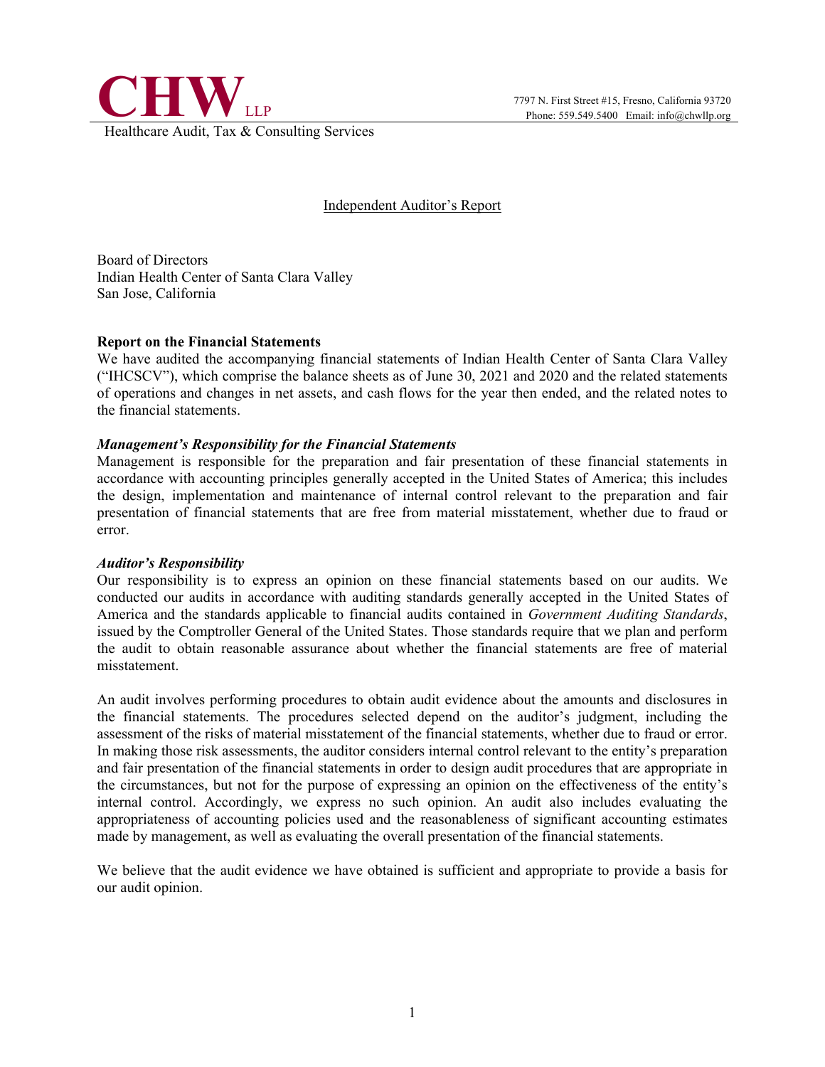**CHW** LLP

Healthcare Audit, Tax & Consulting Services

7797 N. First Street #15, Fresno, California 93720
Phone: 559.549.5400 Email: info@chwllp.org

# Independent Auditor's Report

Board of Directors
Indian Health Center of Santa Clara Valley
San Jose, California

**Report on the Financial Statements**

We have audited the accompanying financial statements of Indian Health Center of Santa Clara Valley ("IHCSCV"), which comprise the balance sheets as of June 30, 2021 and 2020 and the related statements of operations and changes in net assets, and cash flows for the year then ended, and the related notes to the financial statements.

***Management's Responsibility for the Financial Statements***

Management is responsible for the preparation and fair presentation of these financial statements in accordance with accounting principles generally accepted in the United States of America; this includes the design, implementation and maintenance of internal control relevant to the preparation and fair presentation of financial statements that are free from material misstatement, whether due to fraud or error.

***Auditor's Responsibility***

Our responsibility is to express an opinion on these financial statements based on our audits. We conducted our audits in accordance with auditing standards generally accepted in the United States of America and the standards applicable to financial audits contained in *Government Auditing Standards*, issued by the Comptroller General of the United States. Those standards require that we plan and perform the audit to obtain reasonable assurance about whether the financial statements are free of material misstatement.

An audit involves performing procedures to obtain audit evidence about the amounts and disclosures in the financial statements. The procedures selected depend on the auditor's judgment, including the assessment of the risks of material misstatement of the financial statements, whether due to fraud or error. In making those risk assessments, the auditor considers internal control relevant to the entity's preparation and fair presentation of the financial statements in order to design audit procedures that are appropriate in the circumstances, but not for the purpose of expressing an opinion on the effectiveness of the entity's internal control. Accordingly, we express no such opinion. An audit also includes evaluating the appropriateness of accounting policies used and the reasonableness of significant accounting estimates made by management, as well as evaluating the overall presentation of the financial statements.

We believe that the audit evidence we have obtained is sufficient and appropriate to provide a basis for our audit opinion.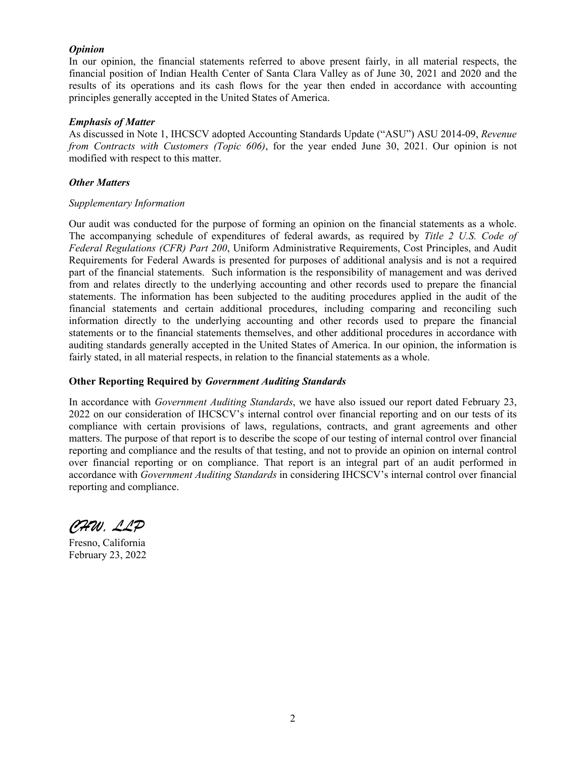***Opinion***

In our opinion, the financial statements referred to above present fairly, in all material respects, the financial position of Indian Health Center of Santa Clara Valley as of June 30, 2021 and 2020 and the results of its operations and its cash flows for the year then ended in accordance with accounting principles generally accepted in the United States of America.

***Emphasis of Matter***

As discussed in Note 1, IHCSCV adopted Accounting Standards Update ("ASU") ASU 2014-09, *Revenue from Contracts with Customers (Topic 606)*, for the year ended June 30, 2021. Our opinion is not modified with respect to this matter.

***Other Matters***

*Supplementary Information*

Our audit was conducted for the purpose of forming an opinion on the financial statements as a whole. The accompanying schedule of expenditures of federal awards, as required by *Title 2 U.S. Code of Federal Regulations (CFR) Part 200*, Uniform Administrative Requirements, Cost Principles, and Audit Requirements for Federal Awards is presented for purposes of additional analysis and is not a required part of the financial statements. Such information is the responsibility of management and was derived from and relates directly to the underlying accounting and other records used to prepare the financial statements. The information has been subjected to the auditing procedures applied in the audit of the financial statements and certain additional procedures, including comparing and reconciling such information directly to the underlying accounting and other records used to prepare the financial statements or to the financial statements themselves, and other additional procedures in accordance with auditing standards generally accepted in the United States of America. In our opinion, the information is fairly stated, in all material respects, in relation to the financial statements as a whole.

**Other Reporting Required by *Government Auditing Standards***

In accordance with *Government Auditing Standards*, we have also issued our report dated February 23, 2022 on our consideration of IHCSCV's internal control over financial reporting and on our tests of its compliance with certain provisions of laws, regulations, contracts, and grant agreements and other matters. The purpose of that report is to describe the scope of our testing of internal control over financial reporting and compliance and the results of that testing, and not to provide an opinion on internal control over financial reporting or on compliance. That report is an integral part of an audit performed in accordance with *Government Auditing Standards* in considering IHCSCV's internal control over financial reporting and compliance.

*CHW, LLP*

Fresno, California
February 23, 2022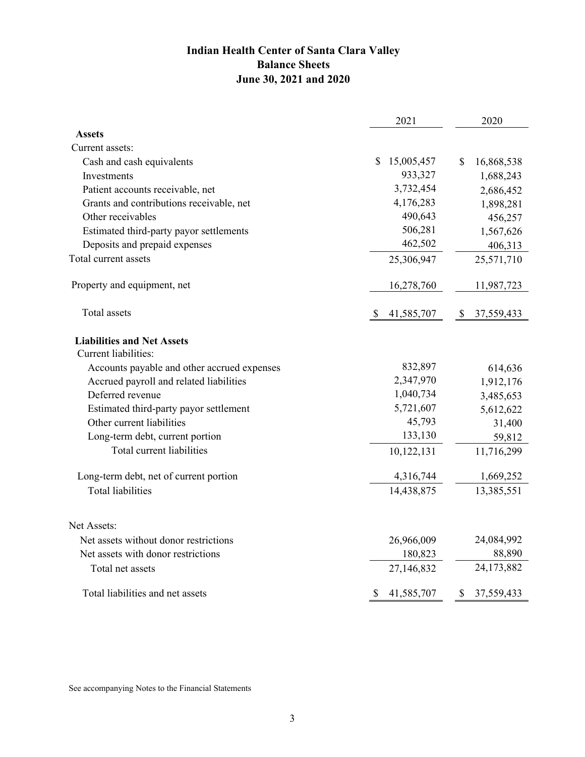# Indian Health Center of Santa Clara Valley
## Balance Sheets
### June 30, 2021 and 2020

| | 2021 | 2020 |
|---|---|---|
| **Assets** | | |
| Current assets: | | |
| Cash and cash equivalents | $ 15,005,457 | $ 16,868,538 |
| Investments | 933,327 | 1,688,243 |
| Patient accounts receivable, net | 3,732,454 | 2,686,452 |
| Grants and contributions receivable, net | 4,176,283 | 1,898,281 |
| Other receivables | 490,643 | 456,257 |
| Estimated third-party payor settlements | 506,281 | 1,567,626 |
| Deposits and prepaid expenses | 462,502 | 406,313 |
| Total current assets | 25,306,947 | 25,571,710 |
| Property and equipment, net | 16,278,760 | 11,987,723 |
| Total assets | $ 41,585,707 | $ 37,559,433 |
| **Liabilities and Net Assets** | | |
| Current liabilities: | | |
| Accounts payable and other accrued expenses | 832,897 | 614,636 |
| Accrued payroll and related liabilities | 2,347,970 | 1,912,176 |
| Deferred revenue | 1,040,734 | 3,485,653 |
| Estimated third-party payor settlement | 5,721,607 | 5,612,622 |
| Other current liabilities | 45,793 | 31,400 |
| Long-term debt, current portion | 133,130 | 59,812 |
| Total current liabilities | 10,122,131 | 11,716,299 |
| Long-term debt, net of current portion | 4,316,744 | 1,669,252 |
| Total liabilities | 14,438,875 | 13,385,551 |
| Net Assets: | | |
| Net assets without donor restrictions | 26,966,009 | 24,084,992 |
| Net assets with donor restrictions | 180,823 | 88,890 |
| Total net assets | 27,146,832 | 24,173,882 |
| Total liabilities and net assets | $ 41,585,707 | $ 37,559,433 |

See accompanying Notes to the Financial Statements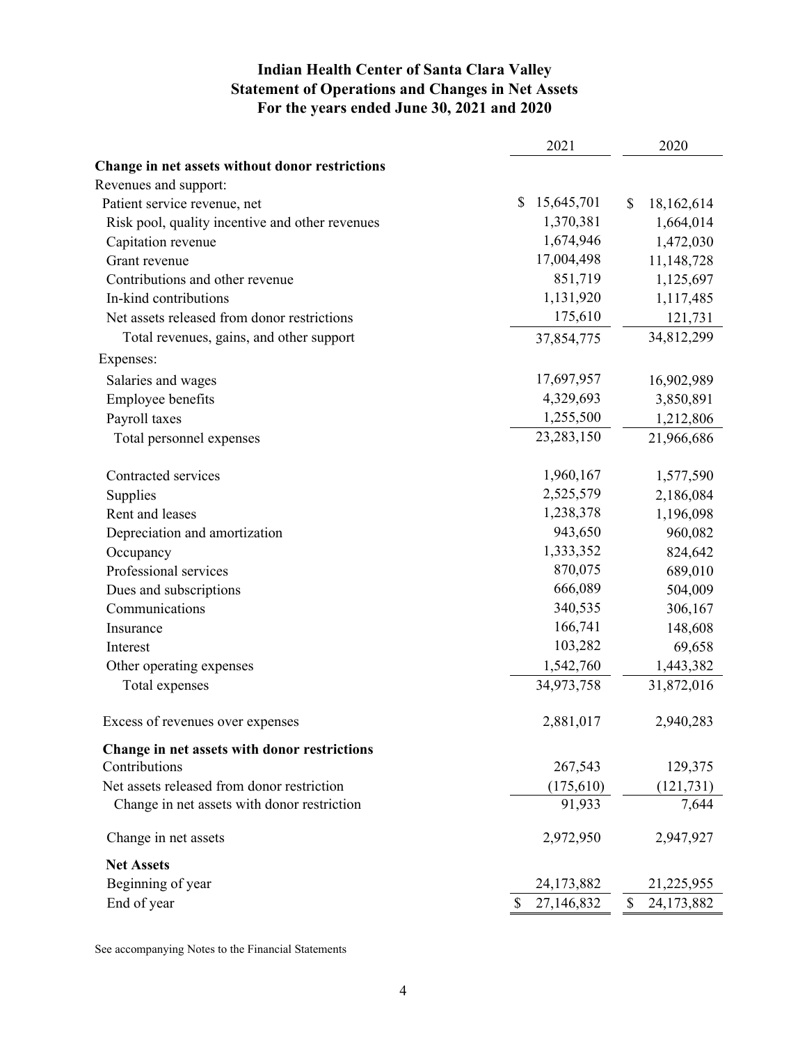# Indian Health Center of Santa Clara Valley
## Statement of Operations and Changes in Net Assets
### For the years ended June 30, 2021 and 2020

| | 2021 | 2020 |
|---|---|---|
| **Change in net assets without donor restrictions** | | |
| Revenues and support: | | |
| Patient service revenue, net | $ 15,645,701 | $ 18,162,614 |
| Risk pool, quality incentive and other revenues | 1,370,381 | 1,664,014 |
| Capitation revenue | 1,674,946 | 1,472,030 |
| Grant revenue | 17,004,498 | 11,148,728 |
| Contributions and other revenue | 851,719 | 1,125,697 |
| In-kind contributions | 1,131,920 | 1,117,485 |
| Net assets released from donor restrictions | 175,610 | 121,731 |
| Total revenues, gains, and other support | 37,854,775 | 34,812,299 |
| Expenses: | | |
| Salaries and wages | 17,697,957 | 16,902,989 |
| Employee benefits | 4,329,693 | 3,850,891 |
| Payroll taxes | 1,255,500 | 1,212,806 |
| Total personnel expenses | 23,283,150 | 21,966,686 |
| Contracted services | 1,960,167 | 1,577,590 |
| Supplies | 2,525,579 | 2,186,084 |
| Rent and leases | 1,238,378 | 1,196,098 |
| Depreciation and amortization | 943,650 | 960,082 |
| Occupancy | 1,333,352 | 824,642 |
| Professional services | 870,075 | 689,010 |
| Dues and subscriptions | 666,089 | 504,009 |
| Communications | 340,535 | 306,167 |
| Insurance | 166,741 | 148,608 |
| Interest | 103,282 | 69,658 |
| Other operating expenses | 1,542,760 | 1,443,382 |
| Total expenses | 34,973,758 | 31,872,016 |
| Excess of revenues over expenses | 2,881,017 | 2,940,283 |
| **Change in net assets with donor restrictions** | | |
| Contributions | 267,543 | 129,375 |
| Net assets released from donor restriction | (175,610) | (121,731) |
| Change in net assets with donor restriction | 91,933 | 7,644 |
| Change in net assets | 2,972,950 | 2,947,927 |
| **Net Assets** | | |
| Beginning of year | 24,173,882 | 21,225,955 |
| End of year | $ 27,146,832 | $ 24,173,882 |

See accompanying Notes to the Financial Statements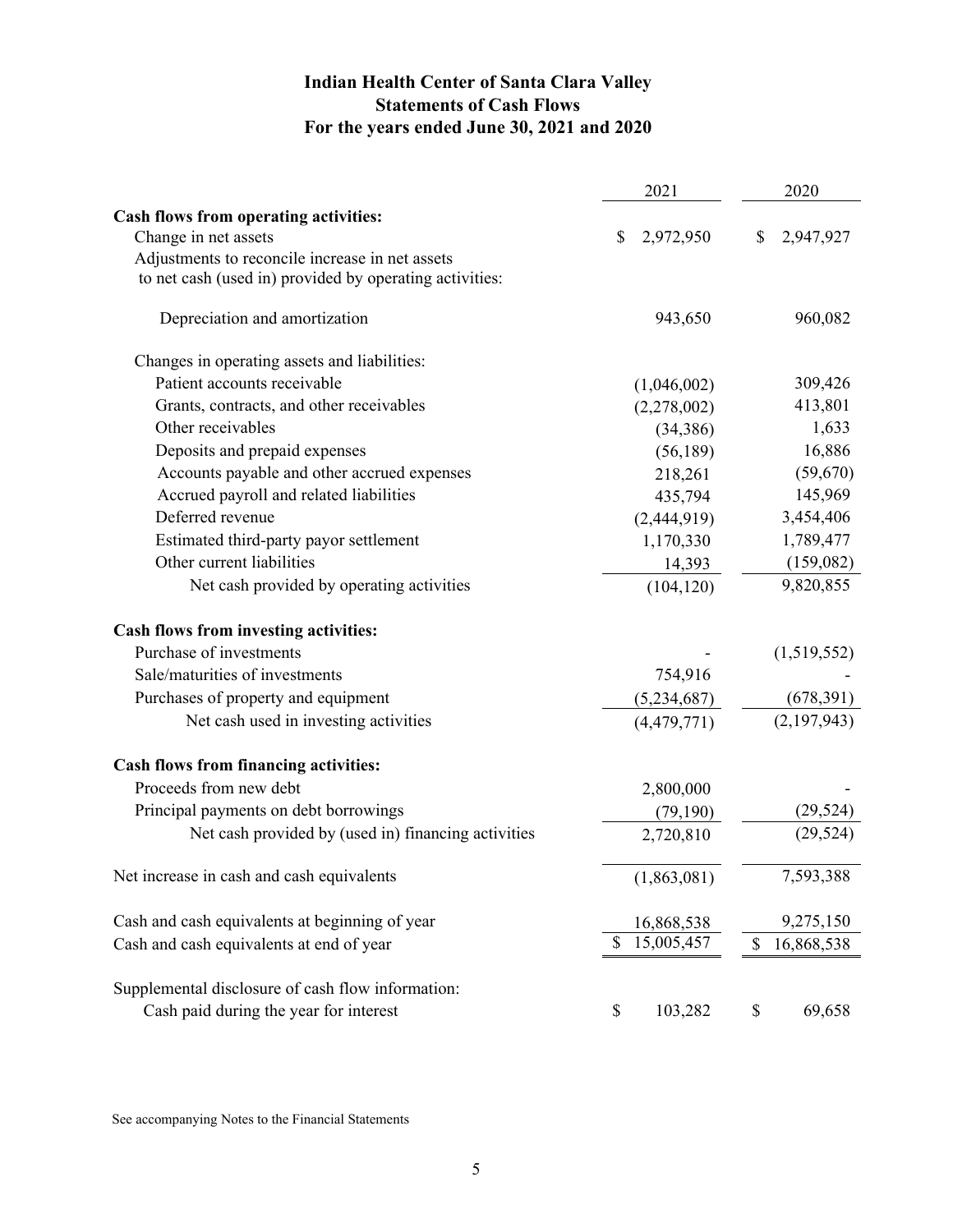# Indian Health Center of Santa Clara Valley
## Statements of Cash Flows
### For the years ended June 30, 2021 and 2020

| | 2021 | 2020 |
|---|---|---|
| **Cash flows from operating activities:** | | |
| Change in net assets | $ 2,972,950 | $ 2,947,927 |
| Adjustments to reconcile increase in net assets to net cash (used in) provided by operating activities: | | |
| Depreciation and amortization | 943,650 | 960,082 |
| Changes in operating assets and liabilities: | | |
| Patient accounts receivable | (1,046,002) | 309,426 |
| Grants, contracts, and other receivables | (2,278,002) | 413,801 |
| Other receivables | (34,386) | 1,633 |
| Deposits and prepaid expenses | (56,189) | 16,886 |
| Accounts payable and other accrued expenses | 218,261 | (59,670) |
| Accrued payroll and related liabilities | 435,794 | 145,969 |
| Deferred revenue | (2,444,919) | 3,454,406 |
| Estimated third-party payor settlement | 1,170,330 | 1,789,477 |
| Other current liabilities | 14,393 | (159,082) |
| Net cash provided by operating activities | (104,120) | 9,820,855 |
| **Cash flows from investing activities:** | | |
| Purchase of investments | - | (1,519,552) |
| Sale/maturities of investments | 754,916 | - |
| Purchases of property and equipment | (5,234,687) | (678,391) |
| Net cash used in investing activities | (4,479,771) | (2,197,943) |
| **Cash flows from financing activities:** | | |
| Proceeds from new debt | 2,800,000 | - |
| Principal payments on debt borrowings | (79,190) | (29,524) |
| Net cash provided by (used in) financing activities | 2,720,810 | (29,524) |
| Net increase in cash and cash equivalents | (1,863,081) | 7,593,388 |
| Cash and cash equivalents at beginning of year | 16,868,538 | 9,275,150 |
| Cash and cash equivalents at end of year | $ 15,005,457 | $ 16,868,538 |
| Supplemental disclosure of cash flow information: | | |
| Cash paid during the year for interest | $ 103,282 | $ 69,658 |

See accompanying Notes to the Financial Statements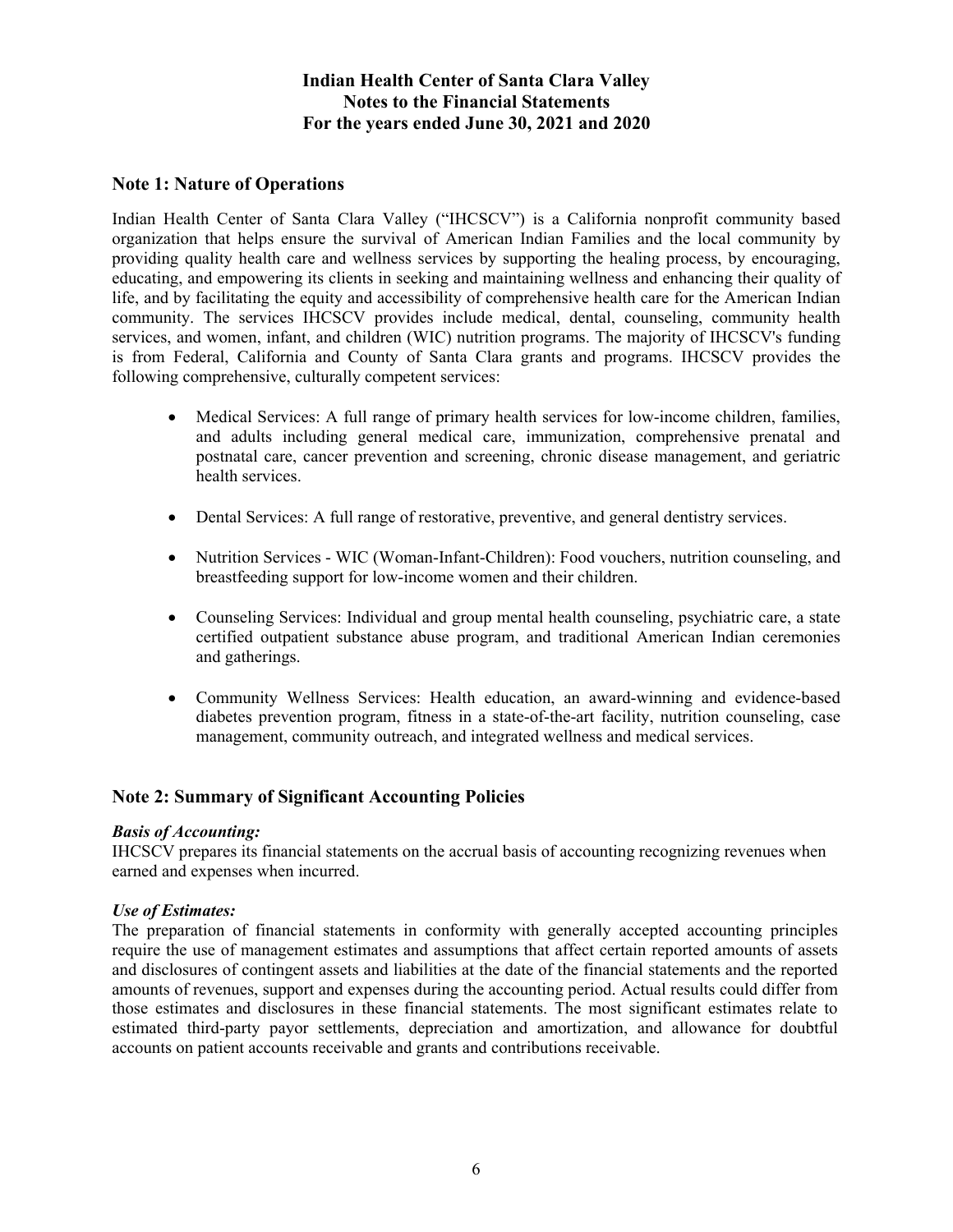**Indian Health Center of Santa Clara Valley**
**Notes to the Financial Statements**
**For the years ended June 30, 2021 and 2020**

## Note 1: Nature of Operations

Indian Health Center of Santa Clara Valley ("IHCSCV") is a California nonprofit community based organization that helps ensure the survival of American Indian Families and the local community by providing quality health care and wellness services by supporting the healing process, by encouraging, educating, and empowering its clients in seeking and maintaining wellness and enhancing their quality of life, and by facilitating the equity and accessibility of comprehensive health care for the American Indian community. The services IHCSCV provides include medical, dental, counseling, community health services, and women, infant, and children (WIC) nutrition programs. The majority of IHCSCV's funding is from Federal, California and County of Santa Clara grants and programs. IHCSCV provides the following comprehensive, culturally competent services:

- Medical Services: A full range of primary health services for low-income children, families, and adults including general medical care, immunization, comprehensive prenatal and postnatal care, cancer prevention and screening, chronic disease management, and geriatric health services.
- Dental Services: A full range of restorative, preventive, and general dentistry services.
- Nutrition Services - WIC (Woman-Infant-Children): Food vouchers, nutrition counseling, and breastfeeding support for low-income women and their children.
- Counseling Services: Individual and group mental health counseling, psychiatric care, a state certified outpatient substance abuse program, and traditional American Indian ceremonies and gatherings.
- Community Wellness Services: Health education, an award-winning and evidence-based diabetes prevention program, fitness in a state-of-the-art facility, nutrition counseling, case management, community outreach, and integrated wellness and medical services.

## Note 2: Summary of Significant Accounting Policies

***Basis of Accounting:***
IHCSCV prepares its financial statements on the accrual basis of accounting recognizing revenues when earned and expenses when incurred.

***Use of Estimates:***
The preparation of financial statements in conformity with generally accepted accounting principles require the use of management estimates and assumptions that affect certain reported amounts of assets and disclosures of contingent assets and liabilities at the date of the financial statements and the reported amounts of revenues, support and expenses during the accounting period. Actual results could differ from those estimates and disclosures in these financial statements. The most significant estimates relate to estimated third-party payor settlements, depreciation and amortization, and allowance for doubtful accounts on patient accounts receivable and grants and contributions receivable.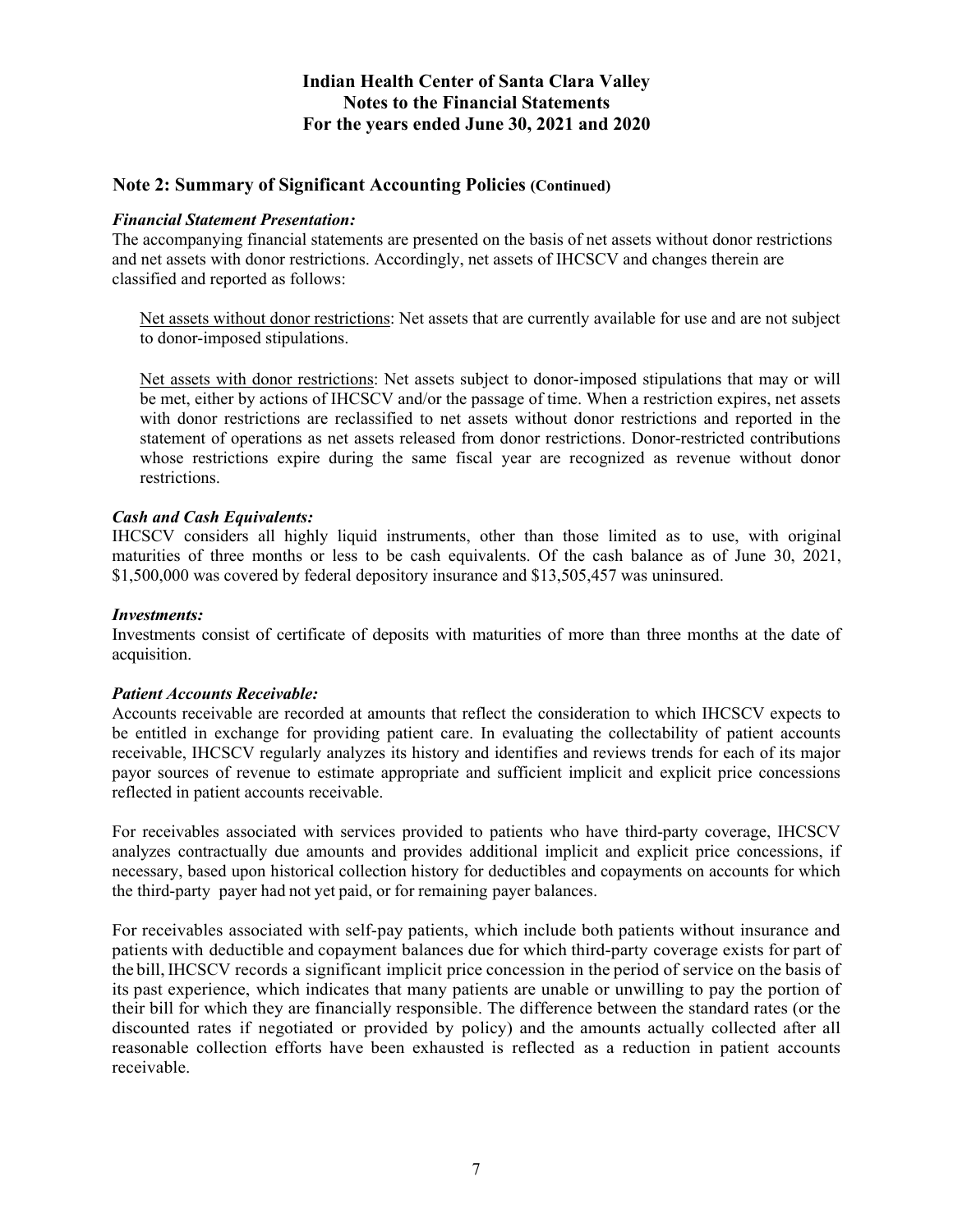# Indian Health Center of Santa Clara Valley
## Notes to the Financial Statements
## For the years ended June 30, 2021 and 2020

## Note 2: Summary of Significant Accounting Policies (Continued)

***Financial Statement Presentation:***
The accompanying financial statements are presented on the basis of net assets without donor restrictions and net assets with donor restrictions. Accordingly, net assets of IHCSCV and changes therein are classified and reported as follows:

Net assets without donor restrictions: Net assets that are currently available for use and are not subject to donor-imposed stipulations.

Net assets with donor restrictions: Net assets subject to donor-imposed stipulations that may or will be met, either by actions of IHCSCV and/or the passage of time. When a restriction expires, net assets with donor restrictions are reclassified to net assets without donor restrictions and reported in the statement of operations as net assets released from donor restrictions. Donor-restricted contributions whose restrictions expire during the same fiscal year are recognized as revenue without donor restrictions.

***Cash and Cash Equivalents:***
IHCSCV considers all highly liquid instruments, other than those limited as to use, with original maturities of three months or less to be cash equivalents. Of the cash balance as of June 30, 2021, $1,500,000 was covered by federal depository insurance and $13,505,457 was uninsured.

***Investments:***
Investments consist of certificate of deposits with maturities of more than three months at the date of acquisition.

***Patient Accounts Receivable:***
Accounts receivable are recorded at amounts that reflect the consideration to which IHCSCV expects to be entitled in exchange for providing patient care. In evaluating the collectability of patient accounts receivable, IHCSCV regularly analyzes its history and identifies and reviews trends for each of its major payor sources of revenue to estimate appropriate and sufficient implicit and explicit price concessions reflected in patient accounts receivable.

For receivables associated with services provided to patients who have third-party coverage, IHCSCV analyzes contractually due amounts and provides additional implicit and explicit price concessions, if necessary, based upon historical collection history for deductibles and copayments on accounts for which the third-party payer had not yet paid, or for remaining payer balances.

For receivables associated with self-pay patients, which include both patients without insurance and patients with deductible and copayment balances due for which third-party coverage exists for part of the bill, IHCSCV records a significant implicit price concession in the period of service on the basis of its past experience, which indicates that many patients are unable or unwilling to pay the portion of their bill for which they are financially responsible. The difference between the standard rates (or the discounted rates if negotiated or provided by policy) and the amounts actually collected after all reasonable collection efforts have been exhausted is reflected as a reduction in patient accounts receivable.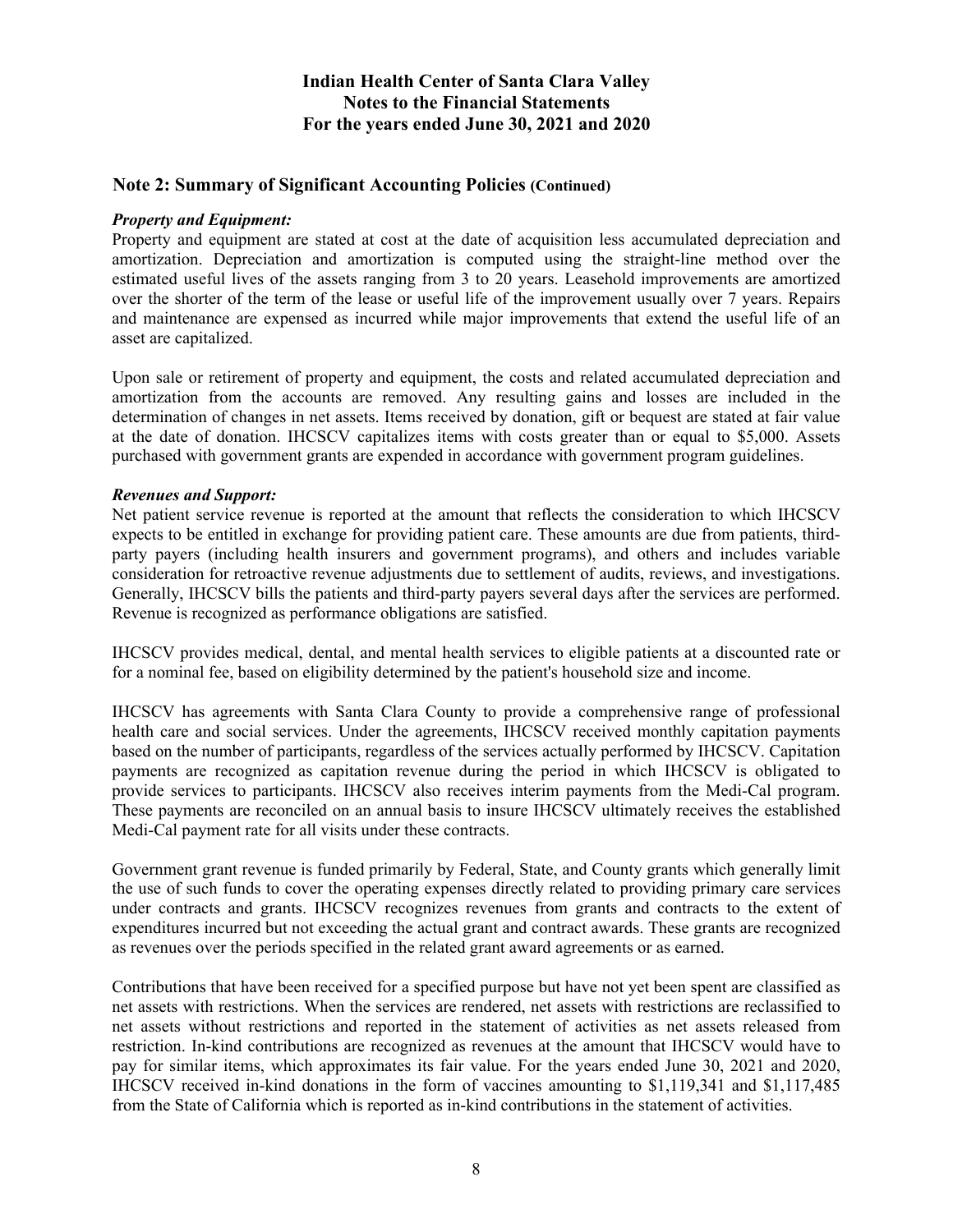# Indian Health Center of Santa Clara Valley
## Notes to the Financial Statements
## For the years ended June 30, 2021 and 2020

### Note 2: Summary of Significant Accounting Policies (Continued)

***Property and Equipment:***

Property and equipment are stated at cost at the date of acquisition less accumulated depreciation and amortization. Depreciation and amortization is computed using the straight-line method over the estimated useful lives of the assets ranging from 3 to 20 years. Leasehold improvements are amortized over the shorter of the term of the lease or useful life of the improvement usually over 7 years. Repairs and maintenance are expensed as incurred while major improvements that extend the useful life of an asset are capitalized.

Upon sale or retirement of property and equipment, the costs and related accumulated depreciation and amortization from the accounts are removed. Any resulting gains and losses are included in the determination of changes in net assets. Items received by donation, gift or bequest are stated at fair value at the date of donation. IHCSCV capitalizes items with costs greater than or equal to $5,000. Assets purchased with government grants are expended in accordance with government program guidelines.

***Revenues and Support:***

Net patient service revenue is reported at the amount that reflects the consideration to which IHCSCV expects to be entitled in exchange for providing patient care. These amounts are due from patients, third-party payers (including health insurers and government programs), and others and includes variable consideration for retroactive revenue adjustments due to settlement of audits, reviews, and investigations. Generally, IHCSCV bills the patients and third-party payers several days after the services are performed. Revenue is recognized as performance obligations are satisfied.

IHCSCV provides medical, dental, and mental health services to eligible patients at a discounted rate or for a nominal fee, based on eligibility determined by the patient's household size and income.

IHCSCV has agreements with Santa Clara County to provide a comprehensive range of professional health care and social services. Under the agreements, IHCSCV received monthly capitation payments based on the number of participants, regardless of the services actually performed by IHCSCV. Capitation payments are recognized as capitation revenue during the period in which IHCSCV is obligated to provide services to participants. IHCSCV also receives interim payments from the Medi-Cal program. These payments are reconciled on an annual basis to insure IHCSCV ultimately receives the established Medi-Cal payment rate for all visits under these contracts.

Government grant revenue is funded primarily by Federal, State, and County grants which generally limit the use of such funds to cover the operating expenses directly related to providing primary care services under contracts and grants. IHCSCV recognizes revenues from grants and contracts to the extent of expenditures incurred but not exceeding the actual grant and contract awards. These grants are recognized as revenues over the periods specified in the related grant award agreements or as earned.

Contributions that have been received for a specified purpose but have not yet been spent are classified as net assets with restrictions. When the services are rendered, net assets with restrictions are reclassified to net assets without restrictions and reported in the statement of activities as net assets released from restriction. In-kind contributions are recognized as revenues at the amount that IHCSCV would have to pay for similar items, which approximates its fair value. For the years ended June 30, 2021 and 2020, IHCSCV received in-kind donations in the form of vaccines amounting to $1,119,341 and $1,117,485 from the State of California which is reported as in-kind contributions in the statement of activities.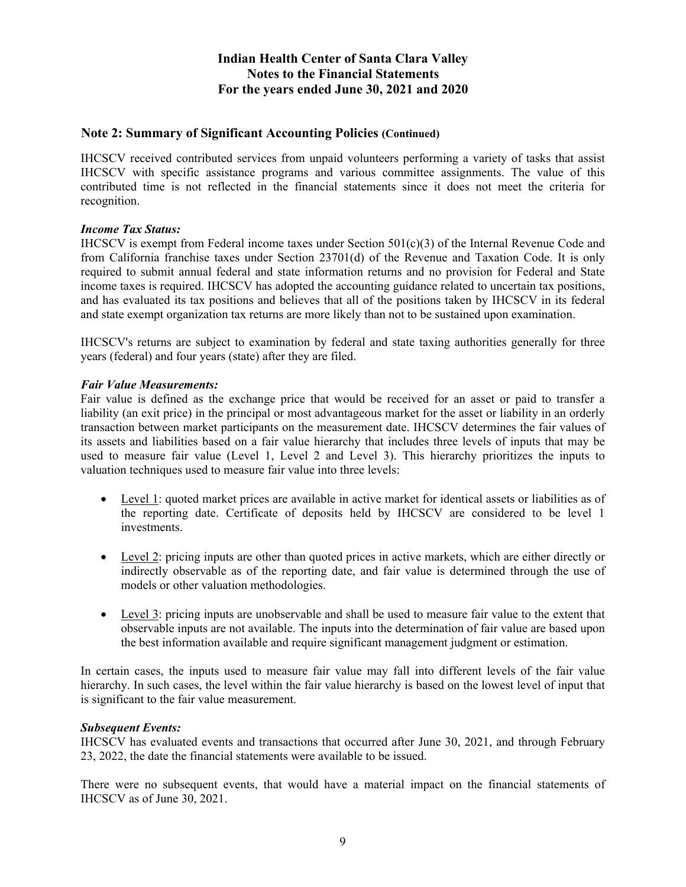# Indian Health Center of Santa Clara Valley
## Notes to the Financial Statements
## For the years ended June 30, 2021 and 2020

### Note 2: Summary of Significant Accounting Policies (Continued)

IHCSCV received contributed services from unpaid volunteers performing a variety of tasks that assist IHCSCV with specific assistance programs and various committee assignments. The value of this contributed time is not reflected in the financial statements since it does not meet the criteria for recognition.

***Income Tax Status:***
IHCSCV is exempt from Federal income taxes under Section 501(c)(3) of the Internal Revenue Code and from California franchise taxes under Section 23701(d) of the Revenue and Taxation Code. It is only required to submit annual federal and state information returns and no provision for Federal and State income taxes is required. IHCSCV has adopted the accounting guidance related to uncertain tax positions, and has evaluated its tax positions and believes that all of the positions taken by IHCSCV in its federal and state exempt organization tax returns are more likely than not to be sustained upon examination.

IHCSCV's returns are subject to examination by federal and state taxing authorities generally for three years (federal) and four years (state) after they are filed.

***Fair Value Measurements:***
Fair value is defined as the exchange price that would be received for an asset or paid to transfer a liability (an exit price) in the principal or most advantageous market for the asset or liability in an orderly transaction between market participants on the measurement date. IHCSCV determines the fair values of its assets and liabilities based on a fair value hierarchy that includes three levels of inputs that may be used to measure fair value (Level 1, Level 2 and Level 3). This hierarchy prioritizes the inputs to valuation techniques used to measure fair value into three levels:

- Level 1: quoted market prices are available in active market for identical assets or liabilities as of the reporting date. Certificate of deposits held by IHCSCV are considered to be level 1 investments.

- Level 2: pricing inputs are other than quoted prices in active markets, which are either directly or indirectly observable as of the reporting date, and fair value is determined through the use of models or other valuation methodologies.

- Level 3: pricing inputs are unobservable and shall be used to measure fair value to the extent that observable inputs are not available. The inputs into the determination of fair value are based upon the best information available and require significant management judgment or estimation.

In certain cases, the inputs used to measure fair value may fall into different levels of the fair value hierarchy. In such cases, the level within the fair value hierarchy is based on the lowest level of input that is significant to the fair value measurement.

***Subsequent Events:***
IHCSCV has evaluated events and transactions that occurred after June 30, 2021, and through February 23, 2022, the date the financial statements were available to be issued.

There were no subsequent events, that would have a material impact on the financial statements of IHCSCV as of June 30, 2021.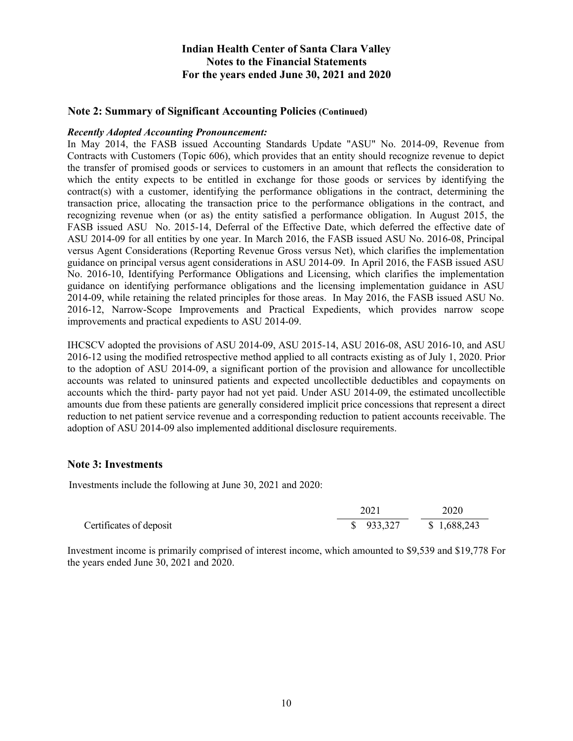## Note 2: Summary of Significant Accounting Policies (Continued)

***Recently Adopted Accounting Pronouncement:***

In May 2014, the FASB issued Accounting Standards Update "ASU" No. 2014-09, Revenue from Contracts with Customers (Topic 606), which provides that an entity should recognize revenue to depict the transfer of promised goods or services to customers in an amount that reflects the consideration to which the entity expects to be entitled in exchange for those goods or services by identifying the contract(s) with a customer, identifying the performance obligations in the contract, determining the transaction price, allocating the transaction price to the performance obligations in the contract, and recognizing revenue when (or as) the entity satisfied a performance obligation. In August 2015, the FASB issued ASU No. 2015-14, Deferral of the Effective Date, which deferred the effective date of ASU 2014-09 for all entities by one year. In March 2016, the FASB issued ASU No. 2016-08, Principal versus Agent Considerations (Reporting Revenue Gross versus Net), which clarifies the implementation guidance on principal versus agent considerations in ASU 2014-09. In April 2016, the FASB issued ASU No. 2016-10, Identifying Performance Obligations and Licensing, which clarifies the implementation guidance on identifying performance obligations and the licensing implementation guidance in ASU 2014-09, while retaining the related principles for those areas. In May 2016, the FASB issued ASU No. 2016-12, Narrow-Scope Improvements and Practical Expedients, which provides narrow scope improvements and practical expedients to ASU 2014-09.

IHCSCV adopted the provisions of ASU 2014-09, ASU 2015-14, ASU 2016-08, ASU 2016-10, and ASU 2016-12 using the modified retrospective method applied to all contracts existing as of July 1, 2020. Prior to the adoption of ASU 2014-09, a significant portion of the provision and allowance for uncollectible accounts was related to uninsured patients and expected uncollectible deductibles and copayments on accounts which the third- party payor had not yet paid. Under ASU 2014-09, the estimated uncollectible amounts due from these patients are generally considered implicit price concessions that represent a direct reduction to net patient service revenue and a corresponding reduction to patient accounts receivable. The adoption of ASU 2014-09 also implemented additional disclosure requirements.

## Note 3: Investments

Investments include the following at June 30, 2021 and 2020:

| | 2021 | 2020 |
|---|---|---|
| Certificates of deposit | $ 933,327 | $ 1,688,243 |

Investment income is primarily comprised of interest income, which amounted to $9,539 and $19,778 For the years ended June 30, 2021 and 2020.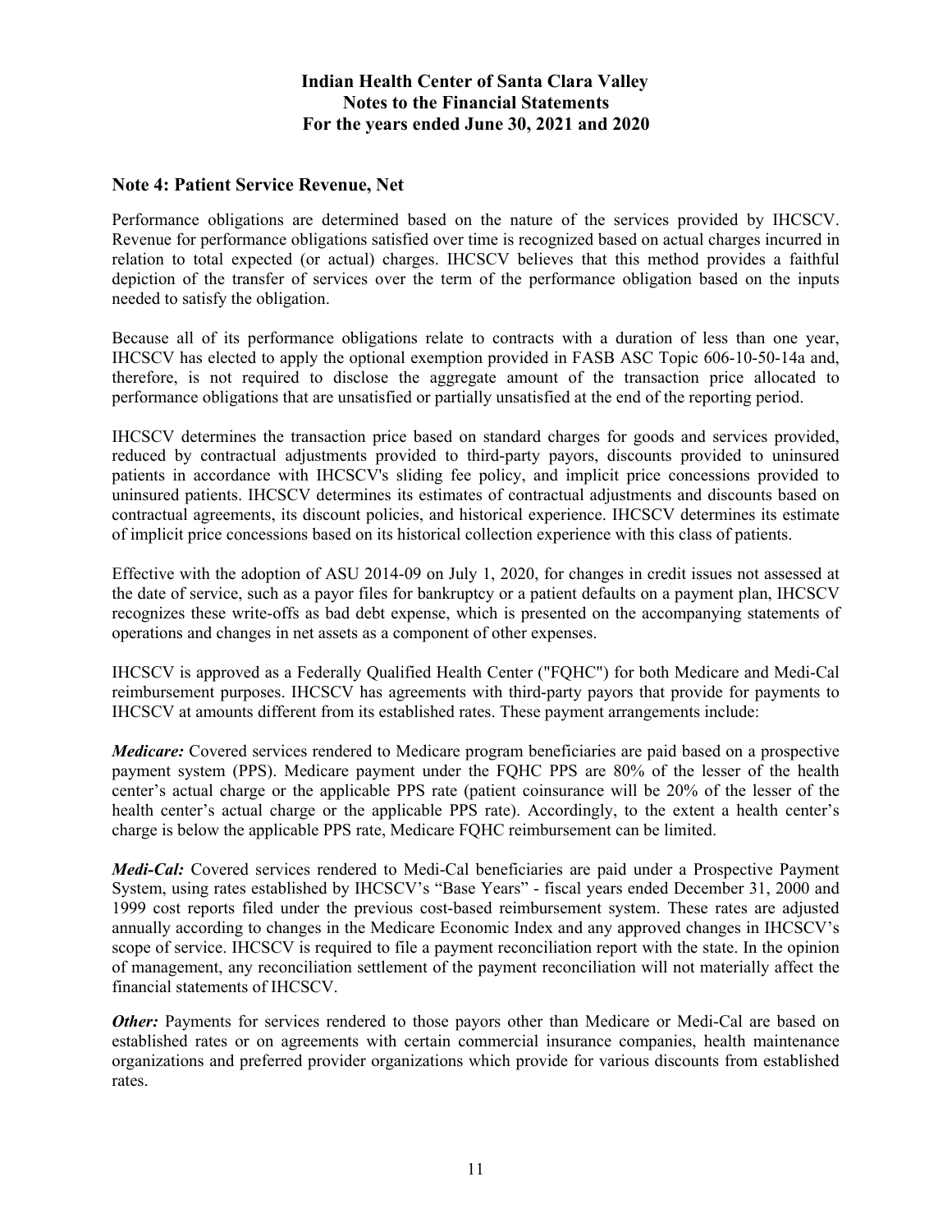## Note 4: Patient Service Revenue, Net

Performance obligations are determined based on the nature of the services provided by IHCSCV. Revenue for performance obligations satisfied over time is recognized based on actual charges incurred in relation to total expected (or actual) charges. IHCSCV believes that this method provides a faithful depiction of the transfer of services over the term of the performance obligation based on the inputs needed to satisfy the obligation.

Because all of its performance obligations relate to contracts with a duration of less than one year, IHCSCV has elected to apply the optional exemption provided in FASB ASC Topic 606-10-50-14a and, therefore, is not required to disclose the aggregate amount of the transaction price allocated to performance obligations that are unsatisfied or partially unsatisfied at the end of the reporting period.

IHCSCV determines the transaction price based on standard charges for goods and services provided, reduced by contractual adjustments provided to third-party payors, discounts provided to uninsured patients in accordance with IHCSCV's sliding fee policy, and implicit price concessions provided to uninsured patients. IHCSCV determines its estimates of contractual adjustments and discounts based on contractual agreements, its discount policies, and historical experience. IHCSCV determines its estimate of implicit price concessions based on its historical collection experience with this class of patients.

Effective with the adoption of ASU 2014-09 on July 1, 2020, for changes in credit issues not assessed at the date of service, such as a payor files for bankruptcy or a patient defaults on a payment plan, IHCSCV recognizes these write-offs as bad debt expense, which is presented on the accompanying statements of operations and changes in net assets as a component of other expenses.

IHCSCV is approved as a Federally Qualified Health Center ("FQHC") for both Medicare and Medi-Cal reimbursement purposes. IHCSCV has agreements with third-party payors that provide for payments to IHCSCV at amounts different from its established rates. These payment arrangements include:

***Medicare:*** Covered services rendered to Medicare program beneficiaries are paid based on a prospective payment system (PPS). Medicare payment under the FQHC PPS are 80% of the lesser of the health center's actual charge or the applicable PPS rate (patient coinsurance will be 20% of the lesser of the health center's actual charge or the applicable PPS rate). Accordingly, to the extent a health center's charge is below the applicable PPS rate, Medicare FQHC reimbursement can be limited.

***Medi-Cal:*** Covered services rendered to Medi-Cal beneficiaries are paid under a Prospective Payment System, using rates established by IHCSCV's "Base Years" - fiscal years ended December 31, 2000 and 1999 cost reports filed under the previous cost-based reimbursement system. These rates are adjusted annually according to changes in the Medicare Economic Index and any approved changes in IHCSCV's scope of service. IHCSCV is required to file a payment reconciliation report with the state. In the opinion of management, any reconciliation settlement of the payment reconciliation will not materially affect the financial statements of IHCSCV.

***Other:*** Payments for services rendered to those payors other than Medicare or Medi-Cal are based on established rates or on agreements with certain commercial insurance companies, health maintenance organizations and preferred provider organizations which provide for various discounts from established rates.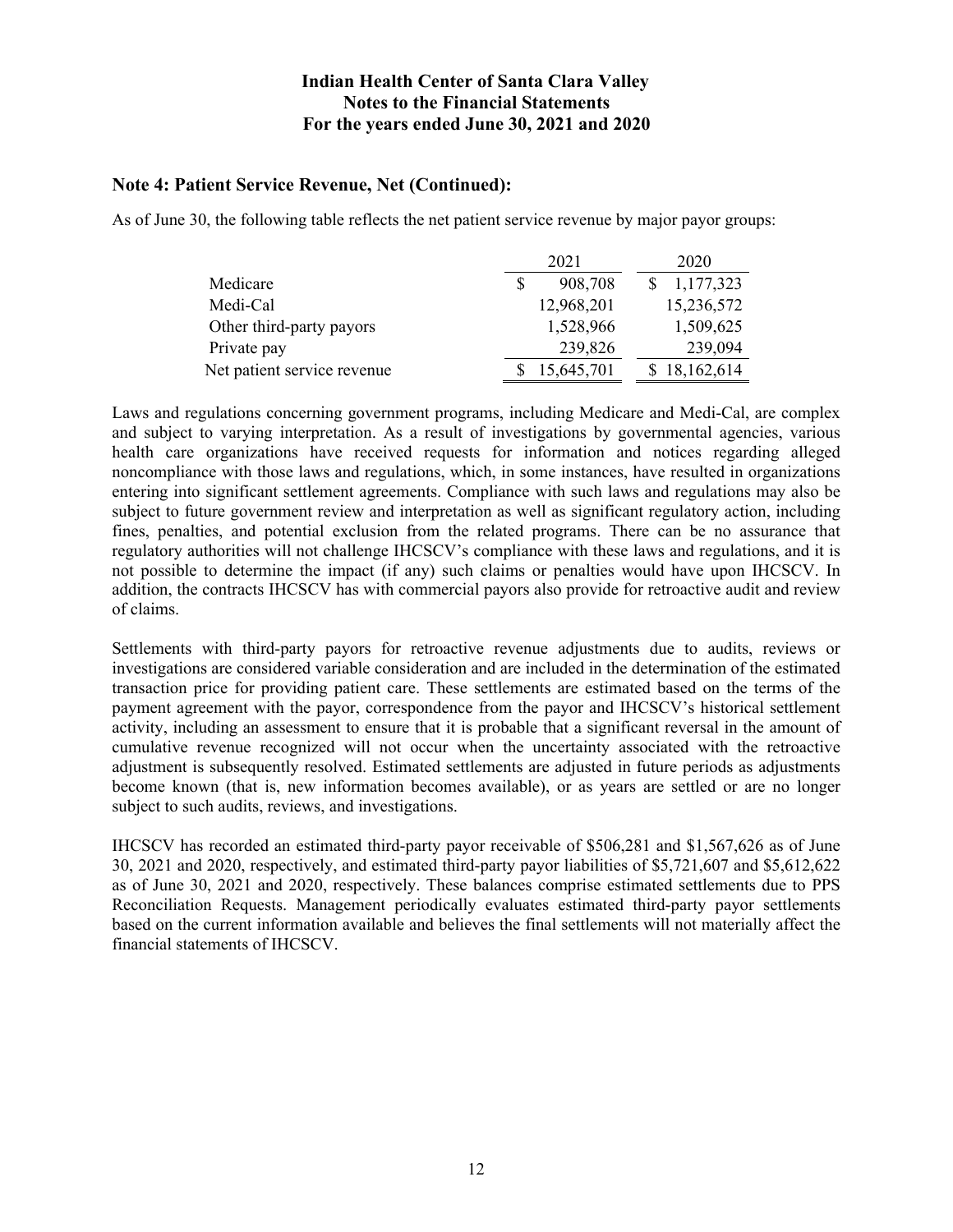**Indian Health Center of Santa Clara Valley**
**Notes to the Financial Statements**
**For the years ended June 30, 2021 and 2020**

## Note 4: Patient Service Revenue, Net (Continued):

As of June 30, the following table reflects the net patient service revenue by major payor groups:

| | 2021 | 2020 |
|---|---|---|
| Medicare | $ 908,708 | $ 1,177,323 |
| Medi-Cal | 12,968,201 | 15,236,572 |
| Other third-party payors | 1,528,966 | 1,509,625 |
| Private pay | 239,826 | 239,094 |
| Net patient service revenue | $ 15,645,701 | $ 18,162,614 |

Laws and regulations concerning government programs, including Medicare and Medi-Cal, are complex and subject to varying interpretation. As a result of investigations by governmental agencies, various health care organizations have received requests for information and notices regarding alleged noncompliance with those laws and regulations, which, in some instances, have resulted in organizations entering into significant settlement agreements. Compliance with such laws and regulations may also be subject to future government review and interpretation as well as significant regulatory action, including fines, penalties, and potential exclusion from the related programs. There can be no assurance that regulatory authorities will not challenge IHCSCV's compliance with these laws and regulations, and it is not possible to determine the impact (if any) such claims or penalties would have upon IHCSCV. In addition, the contracts IHCSCV has with commercial payors also provide for retroactive audit and review of claims.

Settlements with third-party payors for retroactive revenue adjustments due to audits, reviews or investigations are considered variable consideration and are included in the determination of the estimated transaction price for providing patient care. These settlements are estimated based on the terms of the payment agreement with the payor, correspondence from the payor and IHCSCV's historical settlement activity, including an assessment to ensure that it is probable that a significant reversal in the amount of cumulative revenue recognized will not occur when the uncertainty associated with the retroactive adjustment is subsequently resolved. Estimated settlements are adjusted in future periods as adjustments become known (that is, new information becomes available), or as years are settled or are no longer subject to such audits, reviews, and investigations.

IHCSCV has recorded an estimated third-party payor receivable of $506,281 and $1,567,626 as of June 30, 2021 and 2020, respectively, and estimated third-party payor liabilities of $5,721,607 and $5,612,622 as of June 30, 2021 and 2020, respectively. These balances comprise estimated settlements due to PPS Reconciliation Requests. Management periodically evaluates estimated third-party payor settlements based on the current information available and believes the final settlements will not materially affect the financial statements of IHCSCV.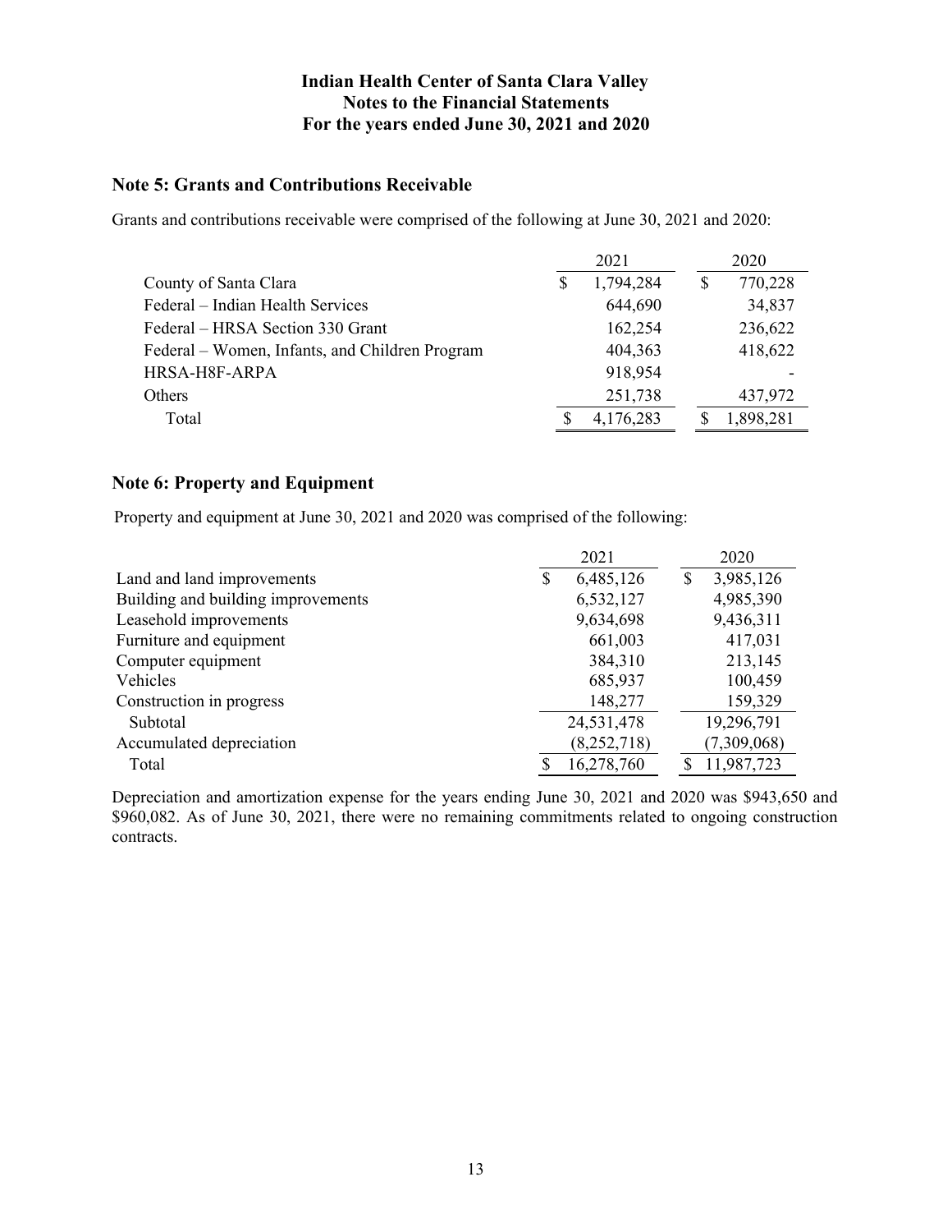**Indian Health Center of Santa Clara Valley**
**Notes to the Financial Statements**
**For the years ended June 30, 2021 and 2020**

## Note 5: Grants and Contributions Receivable

Grants and contributions receivable were comprised of the following at June 30, 2021 and 2020:

| | 2021 | 2020 |
|---|---|---|
| County of Santa Clara | $ 1,794,284 | $ 770,228 |
| Federal – Indian Health Services | 644,690 | 34,837 |
| Federal – HRSA Section 330 Grant | 162,254 | 236,622 |
| Federal – Women, Infants, and Children Program | 404,363 | 418,622 |
| HRSA-H8F-ARPA | 918,954 | - |
| Others | 251,738 | 437,972 |
| Total | $ 4,176,283 | $ 1,898,281 |

## Note 6: Property and Equipment

Property and equipment at June 30, 2021 and 2020 was comprised of the following:

| | 2021 | 2020 |
|---|---|---|
| Land and land improvements | $ 6,485,126 | $ 3,985,126 |
| Building and building improvements | 6,532,127 | 4,985,390 |
| Leasehold improvements | 9,634,698 | 9,436,311 |
| Furniture and equipment | 661,003 | 417,031 |
| Computer equipment | 384,310 | 213,145 |
| Vehicles | 685,937 | 100,459 |
| Construction in progress | 148,277 | 159,329 |
| Subtotal | 24,531,478 | 19,296,791 |
| Accumulated depreciation | (8,252,718) | (7,309,068) |
| Total | $ 16,278,760 | $ 11,987,723 |

Depreciation and amortization expense for the years ending June 30, 2021 and 2020 was $943,650 and $960,082. As of June 30, 2021, there were no remaining commitments related to ongoing construction contracts.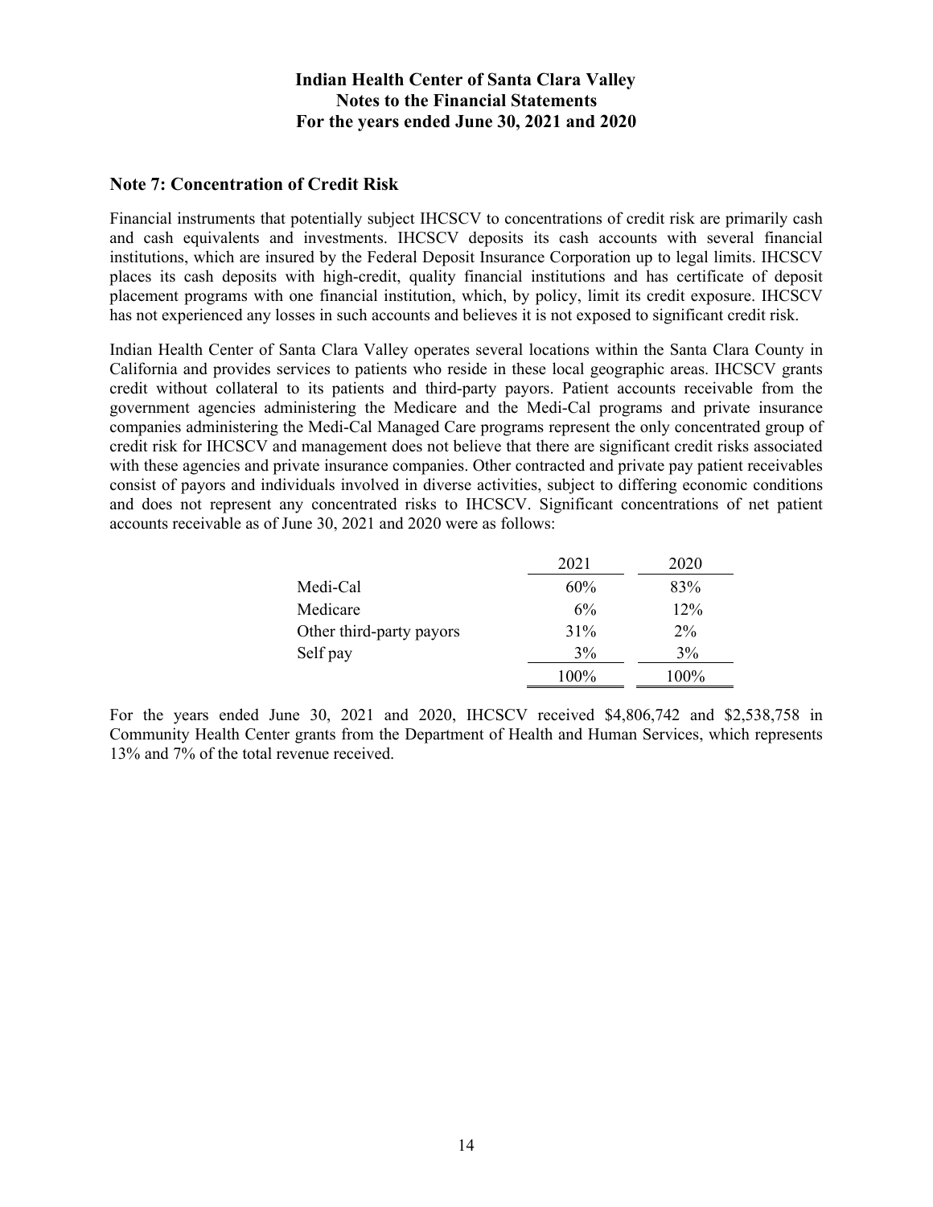## Note 7: Concentration of Credit Risk

Financial instruments that potentially subject IHCSCV to concentrations of credit risk are primarily cash and cash equivalents and investments. IHCSCV deposits its cash accounts with several financial institutions, which are insured by the Federal Deposit Insurance Corporation up to legal limits. IHCSCV places its cash deposits with high-credit, quality financial institutions and has certificate of deposit placement programs with one financial institution, which, by policy, limit its credit exposure. IHCSCV has not experienced any losses in such accounts and believes it is not exposed to significant credit risk.

Indian Health Center of Santa Clara Valley operates several locations within the Santa Clara County in California and provides services to patients who reside in these local geographic areas. IHCSCV grants credit without collateral to its patients and third-party payors. Patient accounts receivable from the government agencies administering the Medicare and the Medi-Cal programs and private insurance companies administering the Medi-Cal Managed Care programs represent the only concentrated group of credit risk for IHCSCV and management does not believe that there are significant credit risks associated with these agencies and private insurance companies. Other contracted and private pay patient receivables consist of payors and individuals involved in diverse activities, subject to differing economic conditions and does not represent any concentrated risks to IHCSCV. Significant concentrations of net patient accounts receivable as of June 30, 2021 and 2020 were as follows:

| | 2021 | 2020 |
|---|---|---|
| Medi-Cal | 60% | 83% |
| Medicare | 6% | 12% |
| Other third-party payors | 31% | 2% |
| Self pay | 3% | 3% |
| | 100% | 100% |

For the years ended June 30, 2021 and 2020, IHCSCV received $4,806,742 and $2,538,758 in Community Health Center grants from the Department of Health and Human Services, which represents 13% and 7% of the total revenue received.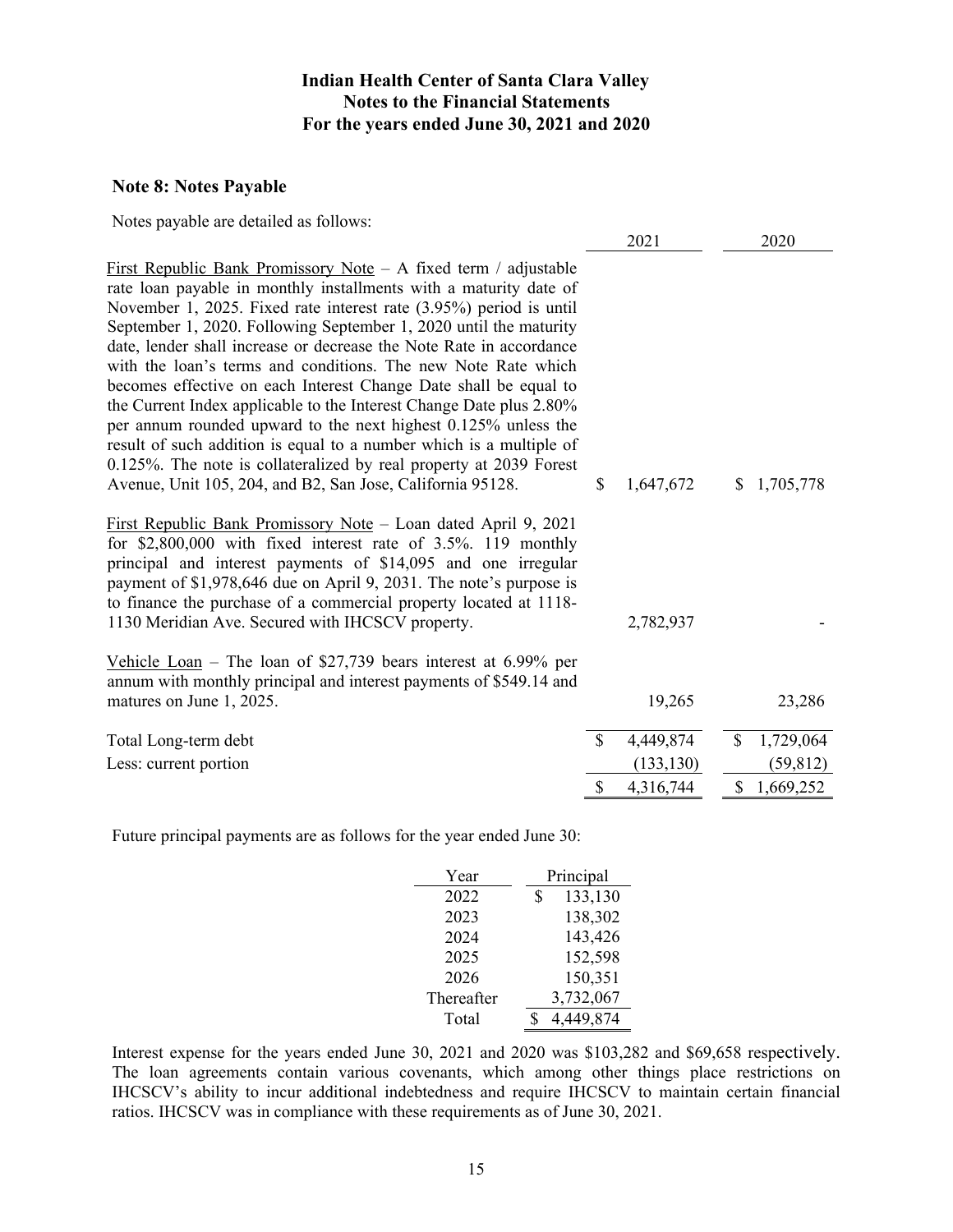## Indian Health Center of Santa Clara Valley
## Notes to the Financial Statements
## For the years ended June 30, 2021 and 2020

### Note 8: Notes Payable

Notes payable are detailed as follows:

| | 2021 | 2020 |
|---|---|---|
| First Republic Bank Promissory Note – A fixed term / adjustable rate loan payable in monthly installments with a maturity date of November 1, 2025. Fixed rate interest rate (3.95%) period is until September 1, 2020. Following September 1, 2020 until the maturity date, lender shall increase or decrease the Note Rate in accordance with the loan's terms and conditions. The new Note Rate which becomes effective on each Interest Change Date shall be equal to the Current Index applicable to the Interest Change Date plus 2.80% per annum rounded upward to the next highest 0.125% unless the result of such addition is equal to a number which is a multiple of 0.125%. The note is collateralized by real property at 2039 Forest Avenue, Unit 105, 204, and B2, San Jose, California 95128. | $ 1,647,672 | $ 1,705,778 |
| First Republic Bank Promissory Note – Loan dated April 9, 2021 for $2,800,000 with fixed interest rate of 3.5%. 119 monthly principal and interest payments of $14,095 and one irregular payment of $1,978,646 due on April 9, 2031. The note's purpose is to finance the purchase of a commercial property located at 1118-1130 Meridian Ave. Secured with IHCSCV property. | 2,782,937 | - |
| Vehicle Loan – The loan of $27,739 bears interest at 6.99% per annum with monthly principal and interest payments of $549.14 and matures on June 1, 2025. | 19,265 | 23,286 |
| Total Long-term debt | $ 4,449,874 | $ 1,729,064 |
| Less: current portion | (133,130) | (59,812) |
| | $ 4,316,744 | $ 1,669,252 |

Future principal payments are as follows for the year ended June 30:

| Year | Principal |
|---|---|
| 2022 | $ 133,130 |
| 2023 | 138,302 |
| 2024 | 143,426 |
| 2025 | 152,598 |
| 2026 | 150,351 |
| Thereafter | 3,732,067 |
| Total | $ 4,449,874 |

Interest expense for the years ended June 30, 2021 and 2020 was $103,282 and $69,658 respectively. The loan agreements contain various covenants, which among other things place restrictions on IHCSCV's ability to incur additional indebtedness and require IHCSCV to maintain certain financial ratios. IHCSCV was in compliance with these requirements as of June 30, 2021.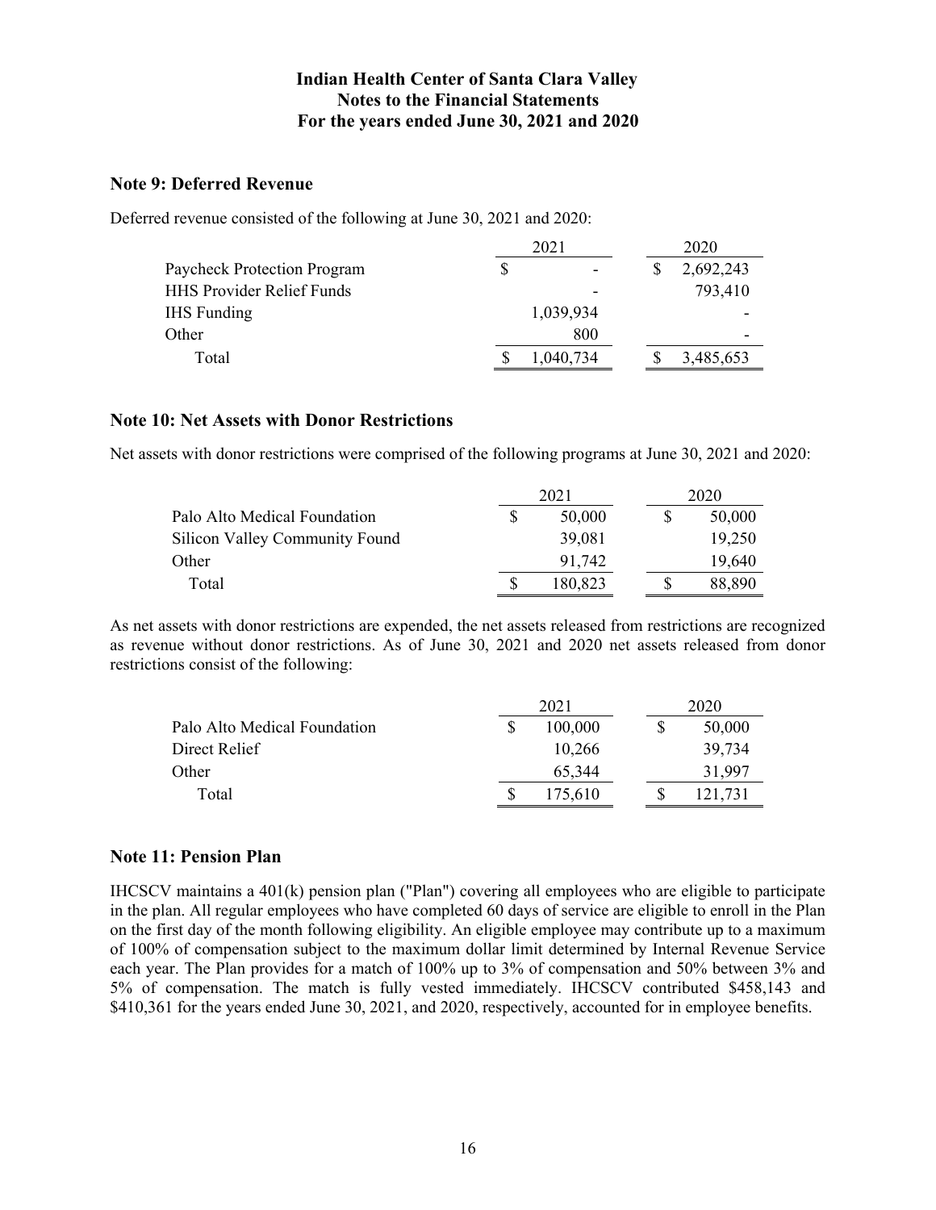## Note 9: Deferred Revenue

Deferred revenue consisted of the following at June 30, 2021 and 2020:

| | 2021 | 2020 |
|---|---|---|
| Paycheck Protection Program | $ - | $ 2,692,243 |
| HHS Provider Relief Funds | - | 793,410 |
| IHS Funding | 1,039,934 | - |
| Other | 800 | - |
| Total | $ 1,040,734 | $ 3,485,653 |

## Note 10: Net Assets with Donor Restrictions

Net assets with donor restrictions were comprised of the following programs at June 30, 2021 and 2020:

| | 2021 | 2020 |
|---|---|---|
| Palo Alto Medical Foundation | $ 50,000 | $ 50,000 |
| Silicon Valley Community Found | 39,081 | 19,250 |
| Other | 91,742 | 19,640 |
| Total | $ 180,823 | $ 88,890 |

As net assets with donor restrictions are expended, the net assets released from restrictions are recognized as revenue without donor restrictions. As of June 30, 2021 and 2020 net assets released from donor restrictions consist of the following:

| | 2021 | 2020 |
|---|---|---|
| Palo Alto Medical Foundation | $ 100,000 | $ 50,000 |
| Direct Relief | 10,266 | 39,734 |
| Other | 65,344 | 31,997 |
| Total | $ 175,610 | $ 121,731 |

## Note 11: Pension Plan

IHCSCV maintains a 401(k) pension plan ("Plan") covering all employees who are eligible to participate in the plan. All regular employees who have completed 60 days of service are eligible to enroll in the Plan on the first day of the month following eligibility. An eligible employee may contribute up to a maximum of 100% of compensation subject to the maximum dollar limit determined by Internal Revenue Service each year. The Plan provides for a match of 100% up to 3% of compensation and 50% between 3% and 5% of compensation. The match is fully vested immediately. IHCSCV contributed $458,143 and $410,361 for the years ended June 30, 2021, and 2020, respectively, accounted for in employee benefits.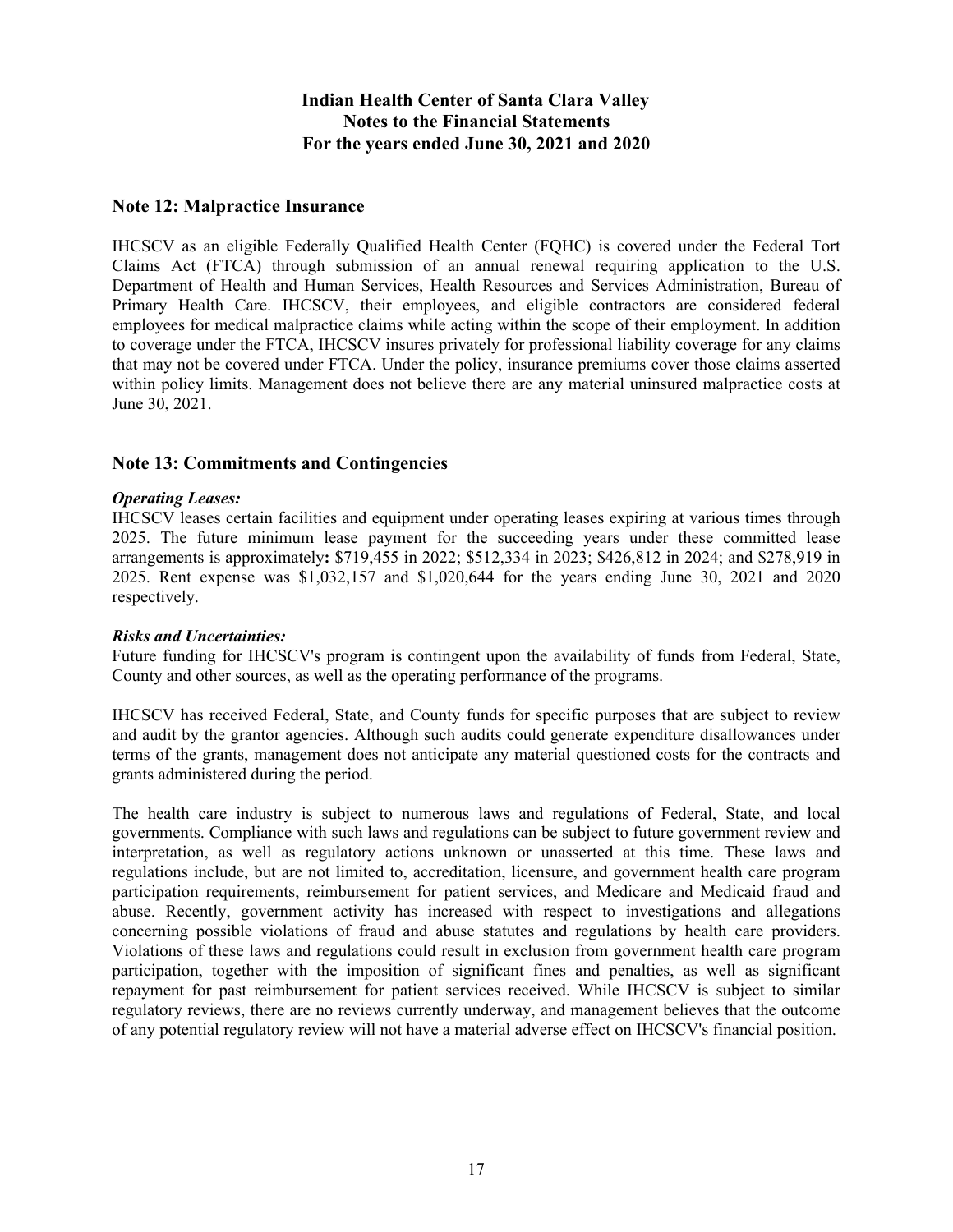# Indian Health Center of Santa Clara Valley
## Notes to the Financial Statements
### For the years ended June 30, 2021 and 2020

## Note 12: Malpractice Insurance

IHCSCV as an eligible Federally Qualified Health Center (FQHC) is covered under the Federal Tort Claims Act (FTCA) through submission of an annual renewal requiring application to the U.S. Department of Health and Human Services, Health Resources and Services Administration, Bureau of Primary Health Care. IHCSCV, their employees, and eligible contractors are considered federal employees for medical malpractice claims while acting within the scope of their employment. In addition to coverage under the FTCA, IHCSCV insures privately for professional liability coverage for any claims that may not be covered under FTCA. Under the policy, insurance premiums cover those claims asserted within policy limits. Management does not believe there are any material uninsured malpractice costs at June 30, 2021.

## Note 13: Commitments and Contingencies

***Operating Leases:***

IHCSCV leases certain facilities and equipment under operating leases expiring at various times through 2025. The future minimum lease payment for the succeeding years under these committed lease arrangements is approximately**:** $719,455 in 2022; $512,334 in 2023; $426,812 in 2024; and $278,919 in 2025. Rent expense was $1,032,157 and $1,020,644 for the years ending June 30, 2021 and 2020 respectively.

***Risks and Uncertainties:***

Future funding for IHCSCV's program is contingent upon the availability of funds from Federal, State, County and other sources, as well as the operating performance of the programs.

IHCSCV has received Federal, State, and County funds for specific purposes that are subject to review and audit by the grantor agencies. Although such audits could generate expenditure disallowances under terms of the grants, management does not anticipate any material questioned costs for the contracts and grants administered during the period.

The health care industry is subject to numerous laws and regulations of Federal, State, and local governments. Compliance with such laws and regulations can be subject to future government review and interpretation, as well as regulatory actions unknown or unasserted at this time. These laws and regulations include, but are not limited to, accreditation, licensure, and government health care program participation requirements, reimbursement for patient services, and Medicare and Medicaid fraud and abuse. Recently, government activity has increased with respect to investigations and allegations concerning possible violations of fraud and abuse statutes and regulations by health care providers. Violations of these laws and regulations could result in exclusion from government health care program participation, together with the imposition of significant fines and penalties, as well as significant repayment for past reimbursement for patient services received. While IHCSCV is subject to similar regulatory reviews, there are no reviews currently underway, and management believes that the outcome of any potential regulatory review will not have a material adverse effect on IHCSCV's financial position.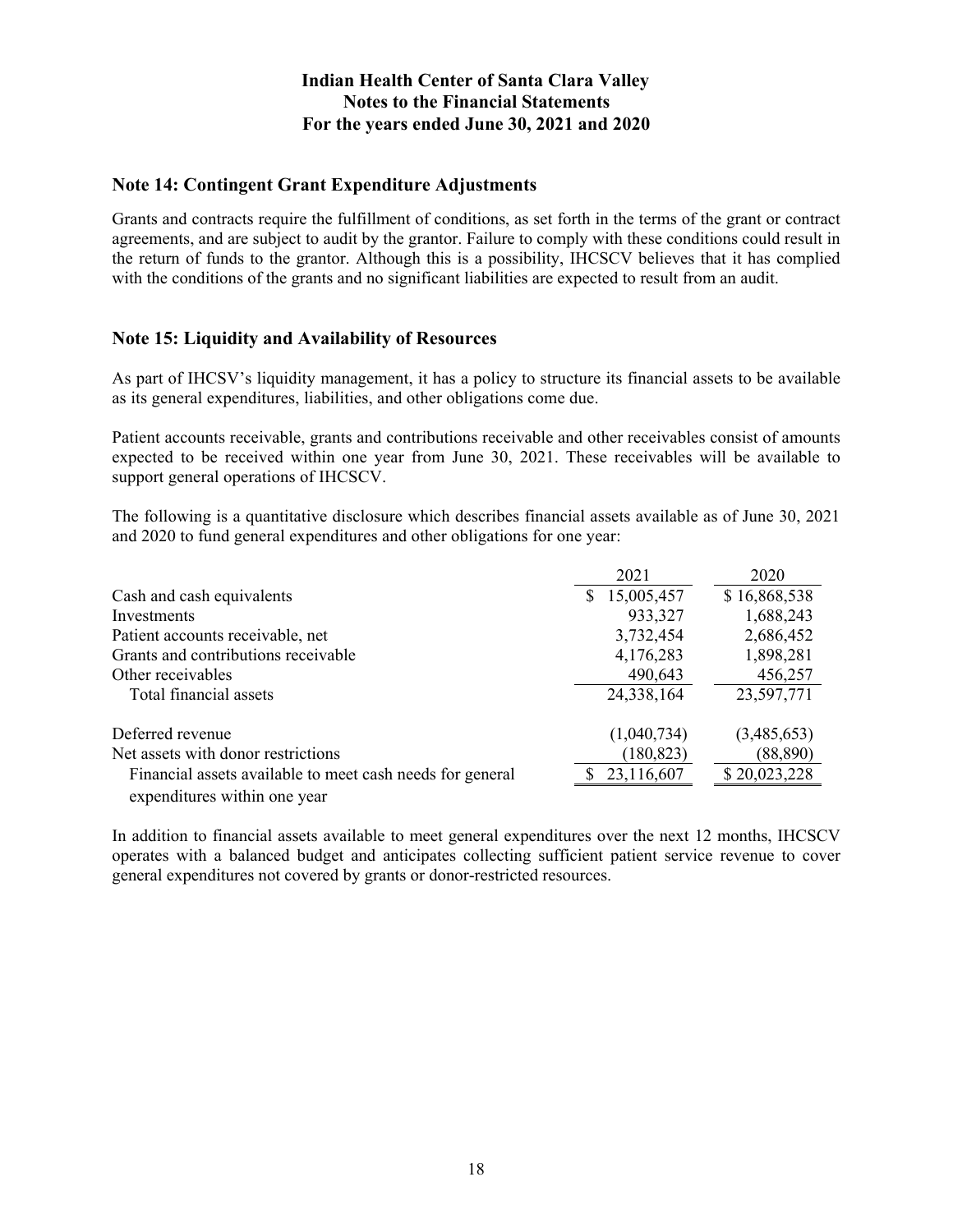# Indian Health Center of Santa Clara Valley
## Notes to the Financial Statements
### For the years ended June 30, 2021 and 2020

## Note 14: Contingent Grant Expenditure Adjustments

Grants and contracts require the fulfillment of conditions, as set forth in the terms of the grant or contract agreements, and are subject to audit by the grantor. Failure to comply with these conditions could result in the return of funds to the grantor. Although this is a possibility, IHCSCV believes that it has complied with the conditions of the grants and no significant liabilities are expected to result from an audit.

## Note 15: Liquidity and Availability of Resources

As part of IHCSV's liquidity management, it has a policy to structure its financial assets to be available as its general expenditures, liabilities, and other obligations come due.

Patient accounts receivable, grants and contributions receivable and other receivables consist of amounts expected to be received within one year from June 30, 2021. These receivables will be available to support general operations of IHCSCV.

The following is a quantitative disclosure which describes financial assets available as of June 30, 2021 and 2020 to fund general expenditures and other obligations for one year:

| | 2021 | 2020 |
|---|---|---|
| Cash and cash equivalents | $ 15,005,457 | $ 16,868,538 |
| Investments | 933,327 | 1,688,243 |
| Patient accounts receivable, net | 3,732,454 | 2,686,452 |
| Grants and contributions receivable | 4,176,283 | 1,898,281 |
| Other receivables | 490,643 | 456,257 |
| Total financial assets | 24,338,164 | 23,597,771 |
| | | |
| Deferred revenue | (1,040,734) | (3,485,653) |
| Net assets with donor restrictions | (180,823) | (88,890) |
| Financial assets available to meet cash needs for general expenditures within one year | $ 23,116,607 | $ 20,023,228 |

In addition to financial assets available to meet general expenditures over the next 12 months, IHCSCV operates with a balanced budget and anticipates collecting sufficient patient service revenue to cover general expenditures not covered by grants or donor-restricted resources.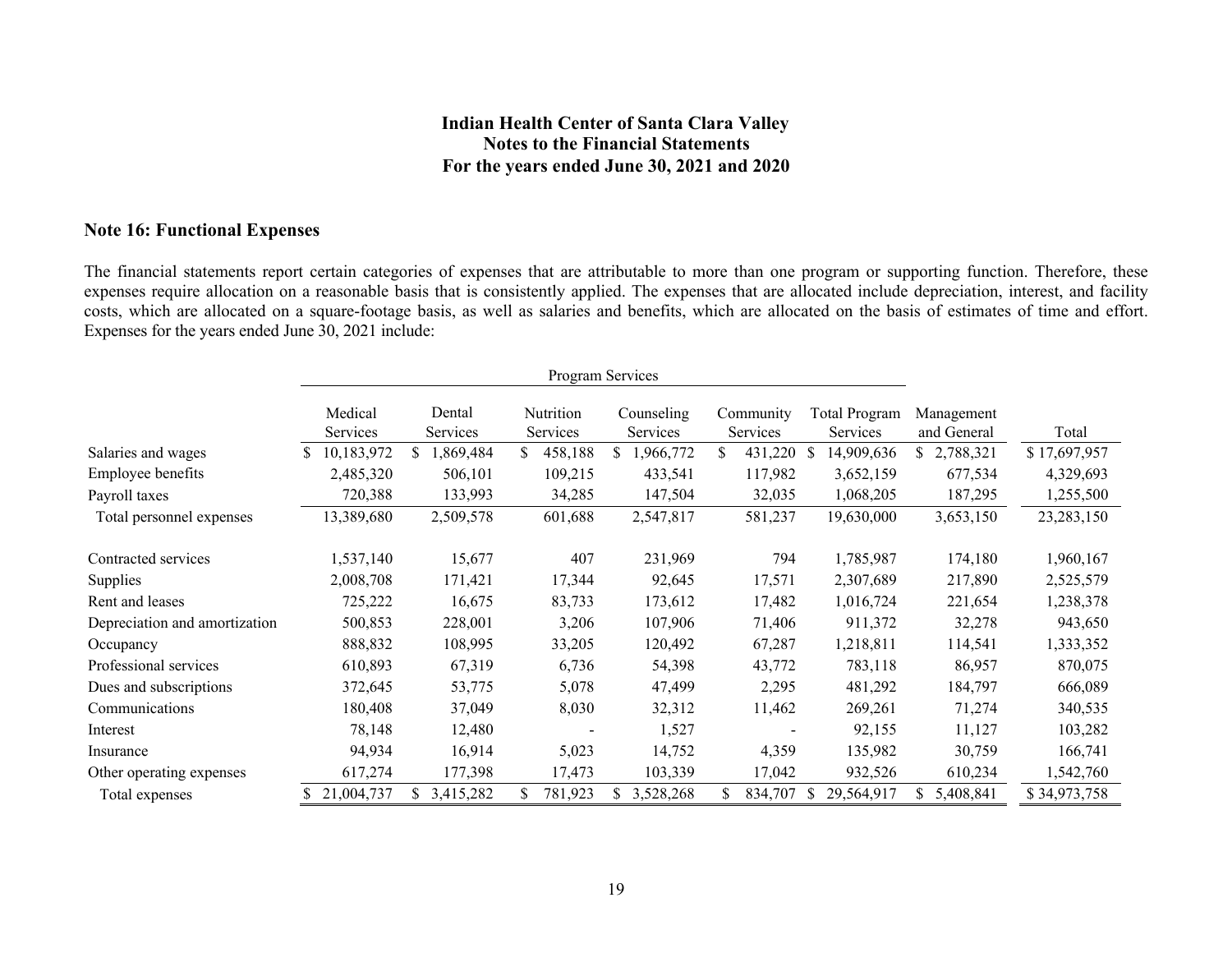## Indian Health Center of Santa Clara Valley
## Notes to the Financial Statements
## For the years ended June 30, 2021 and 2020

### Note 16: Functional Expenses

The financial statements report certain categories of expenses that are attributable to more than one program or supporting function. Therefore, these expenses require allocation on a reasonable basis that is consistently applied. The expenses that are allocated include depreciation, interest, and facility costs, which are allocated on a square-footage basis, as well as salaries and benefits, which are allocated on the basis of estimates of time and effort. Expenses for the years ended June 30, 2021 include:

| | Program Services | | | | | | | |
|---|---|---|---|---|---|---|---|---|
| | Medical Services | Dental Services | Nutrition Services | Counseling Services | Community Services | Total Program Services | Management and General | Total |
| Salaries and wages | $ 10,183,972 | $ 1,869,484 | $ 458,188 | $ 1,966,772 | $ 431,220 | $ 14,909,636 | $ 2,788,321 | $ 17,697,957 |
| Employee benefits | 2,485,320 | 506,101 | 109,215 | 433,541 | 117,982 | 3,652,159 | 677,534 | 4,329,693 |
| Payroll taxes | 720,388 | 133,993 | 34,285 | 147,504 | 32,035 | 1,068,205 | 187,295 | 1,255,500 |
| Total personnel expenses | 13,389,680 | 2,509,578 | 601,688 | 2,547,817 | 581,237 | 19,630,000 | 3,653,150 | 23,283,150 |
| Contracted services | 1,537,140 | 15,677 | 407 | 231,969 | 794 | 1,785,987 | 174,180 | 1,960,167 |
| Supplies | 2,008,708 | 171,421 | 17,344 | 92,645 | 17,571 | 2,307,689 | 217,890 | 2,525,579 |
| Rent and leases | 725,222 | 16,675 | 83,733 | 173,612 | 17,482 | 1,016,724 | 221,654 | 1,238,378 |
| Depreciation and amortization | 500,853 | 228,001 | 3,206 | 107,906 | 71,406 | 911,372 | 32,278 | 943,650 |
| Occupancy | 888,832 | 108,995 | 33,205 | 120,492 | 67,287 | 1,218,811 | 114,541 | 1,333,352 |
| Professional services | 610,893 | 67,319 | 6,736 | 54,398 | 43,772 | 783,118 | 86,957 | 870,075 |
| Dues and subscriptions | 372,645 | 53,775 | 5,078 | 47,499 | 2,295 | 481,292 | 184,797 | 666,089 |
| Communications | 180,408 | 37,049 | 8,030 | 32,312 | 11,462 | 269,261 | 71,274 | 340,535 |
| Interest | 78,148 | 12,480 | - | 1,527 | - | 92,155 | 11,127 | 103,282 |
| Insurance | 94,934 | 16,914 | 5,023 | 14,752 | 4,359 | 135,982 | 30,759 | 166,741 |
| Other operating expenses | 617,274 | 177,398 | 17,473 | 103,339 | 17,042 | 932,526 | 610,234 | 1,542,760 |
| Total expenses | $ 21,004,737 | $ 3,415,282 | $ 781,923 | $ 3,528,268 | $ 834,707 | $ 29,564,917 | $ 5,408,841 | $ 34,973,758 |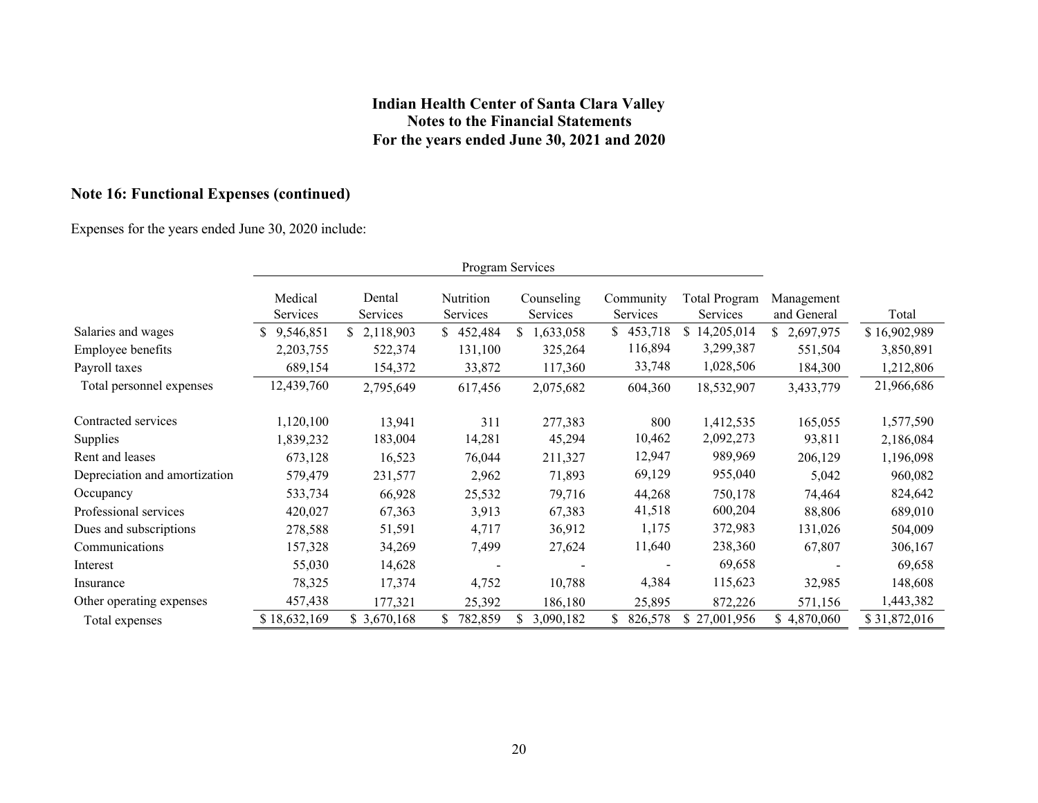### Indian Health Center of Santa Clara Valley
### Notes to the Financial Statements
### For the years ended June 30, 2021 and 2020

## Note 16: Functional Expenses (continued)

Expenses for the years ended June 30, 2020 include:

| | Program Services | | | | | | | |
|---|---|---|---|---|---|---|---|---|
| | Medical Services | Dental Services | Nutrition Services | Counseling Services | Community Services | Total Program Services | Management and General | Total |
| Salaries and wages | $ 9,546,851 | $ 2,118,903 | $ 452,484 | $ 1,633,058 | $ 453,718 | $ 14,205,014 | $ 2,697,975 | $ 16,902,989 |
| Employee benefits | 2,203,755 | 522,374 | 131,100 | 325,264 | 116,894 | 3,299,387 | 551,504 | 3,850,891 |
| Payroll taxes | 689,154 | 154,372 | 33,872 | 117,360 | 33,748 | 1,028,506 | 184,300 | 1,212,806 |
| Total personnel expenses | 12,439,760 | 2,795,649 | 617,456 | 2,075,682 | 604,360 | 18,532,907 | 3,433,779 | 21,966,686 |
| Contracted services | 1,120,100 | 13,941 | 311 | 277,383 | 800 | 1,412,535 | 165,055 | 1,577,590 |
| Supplies | 1,839,232 | 183,004 | 14,281 | 45,294 | 10,462 | 2,092,273 | 93,811 | 2,186,084 |
| Rent and leases | 673,128 | 16,523 | 76,044 | 211,327 | 12,947 | 989,969 | 206,129 | 1,196,098 |
| Depreciation and amortization | 579,479 | 231,577 | 2,962 | 71,893 | 69,129 | 955,040 | 5,042 | 960,082 |
| Occupancy | 533,734 | 66,928 | 25,532 | 79,716 | 44,268 | 750,178 | 74,464 | 824,642 |
| Professional services | 420,027 | 67,363 | 3,913 | 67,383 | 41,518 | 600,204 | 88,806 | 689,010 |
| Dues and subscriptions | 278,588 | 51,591 | 4,717 | 36,912 | 1,175 | 372,983 | 131,026 | 504,009 |
| Communications | 157,328 | 34,269 | 7,499 | 27,624 | 11,640 | 238,360 | 67,807 | 306,167 |
| Interest | 55,030 | 14,628 | - | - | - | 69,658 | - | 69,658 |
| Insurance | 78,325 | 17,374 | 4,752 | 10,788 | 4,384 | 115,623 | 32,985 | 148,608 |
| Other operating expenses | 457,438 | 177,321 | 25,392 | 186,180 | 25,895 | 872,226 | 571,156 | 1,443,382 |
| Total expenses | $ 18,632,169 | $ 3,670,168 | $ 782,859 | $ 3,090,182 | $ 826,578 | $ 27,001,956 | $ 4,870,060 | $ 31,872,016 |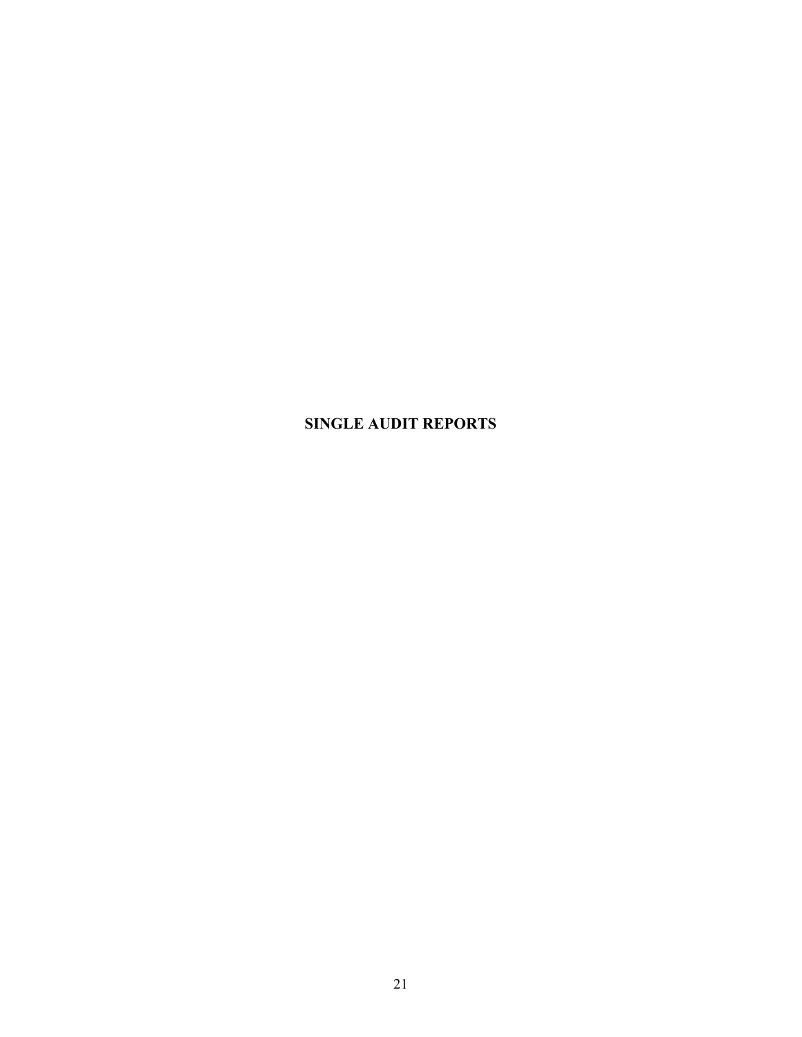# SINGLE AUDIT REPORTS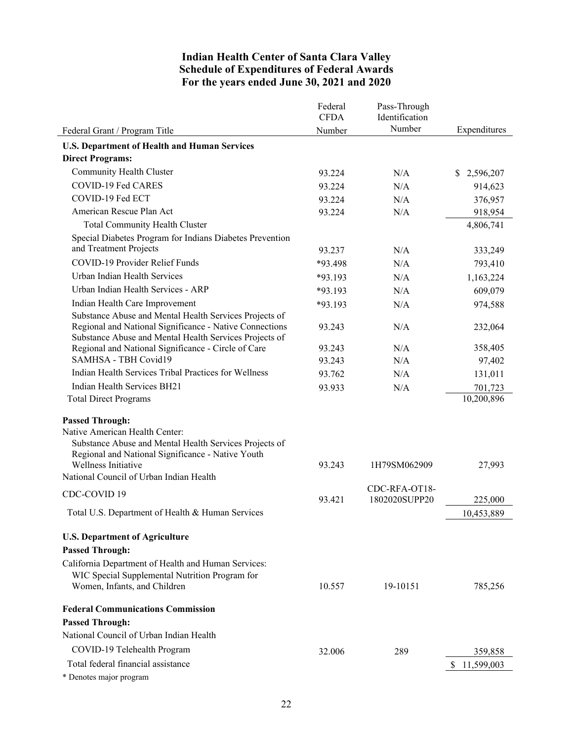# Indian Health Center of Santa Clara Valley
## Schedule of Expenditures of Federal Awards
### For the years ended June 30, 2021 and 2020

| Federal Grant / Program Title | Federal CFDA Number | Pass-Through Identification Number | Expenditures |
|---|---|---|---|
| **U.S. Department of Health and Human Services** | | | |
| **Direct Programs:** | | | |
| Community Health Cluster | 93.224 | N/A | $ 2,596,207 |
| COVID-19 Fed CARES | 93.224 | N/A | 914,623 |
| COVID-19 Fed ECT | 93.224 | N/A | 376,957 |
| American Rescue Plan Act | 93.224 | N/A | 918,954 |
| Total Community Health Cluster | | | 4,806,741 |
| Special Diabetes Program for Indians Diabetes Prevention and Treatment Projects | 93.237 | N/A | 333,249 |
| COVID-19 Provider Relief Funds | *93.498 | N/A | 793,410 |
| Urban Indian Health Services | *93.193 | N/A | 1,163,224 |
| Urban Indian Health Services - ARP | *93.193 | N/A | 609,079 |
| Indian Health Care Improvement | *93.193 | N/A | 974,588 |
| Substance Abuse and Mental Health Services Projects of Regional and National Significance - Native Connections | 93.243 | N/A | 232,064 |
| Substance Abuse and Mental Health Services Projects of Regional and National Significance - Circle of Care | 93.243 | N/A | 358,405 |
| SAMHSA - TBH Covid19 | 93.243 | N/A | 97,402 |
| Indian Health Services Tribal Practices for Wellness | 93.762 | N/A | 131,011 |
| Indian Health Services BH21 | 93.933 | N/A | 701,723 |
| Total Direct Programs | | | 10,200,896 |
| **Passed Through:** | | | |
| Native American Health Center: | | | |
| Substance Abuse and Mental Health Services Projects of Regional and National Significance - Native Youth Wellness Initiative | 93.243 | 1H79SM062909 | 27,993 |
| National Council of Urban Indian Health | | | |
| CDC-COVID 19 | 93.421 | CDC-RFA-OT18-1802020SUPP20 | 225,000 |
| Total U.S. Department of Health & Human Services | | | 10,453,889 |
| **U.S. Department of Agriculture** | | | |
| **Passed Through:** | | | |
| California Department of Health and Human Services: | | | |
| WIC Special Supplemental Nutrition Program for Women, Infants, and Children | 10.557 | 19-10151 | 785,256 |
| **Federal Communications Commission** | | | |
| **Passed Through:** | | | |
| National Council of Urban Indian Health | | | |
| COVID-19 Telehealth Program | 32.006 | 289 | 359,858 |
| Total federal financial assistance | | | $ 11,599,003 |

\* Denotes major program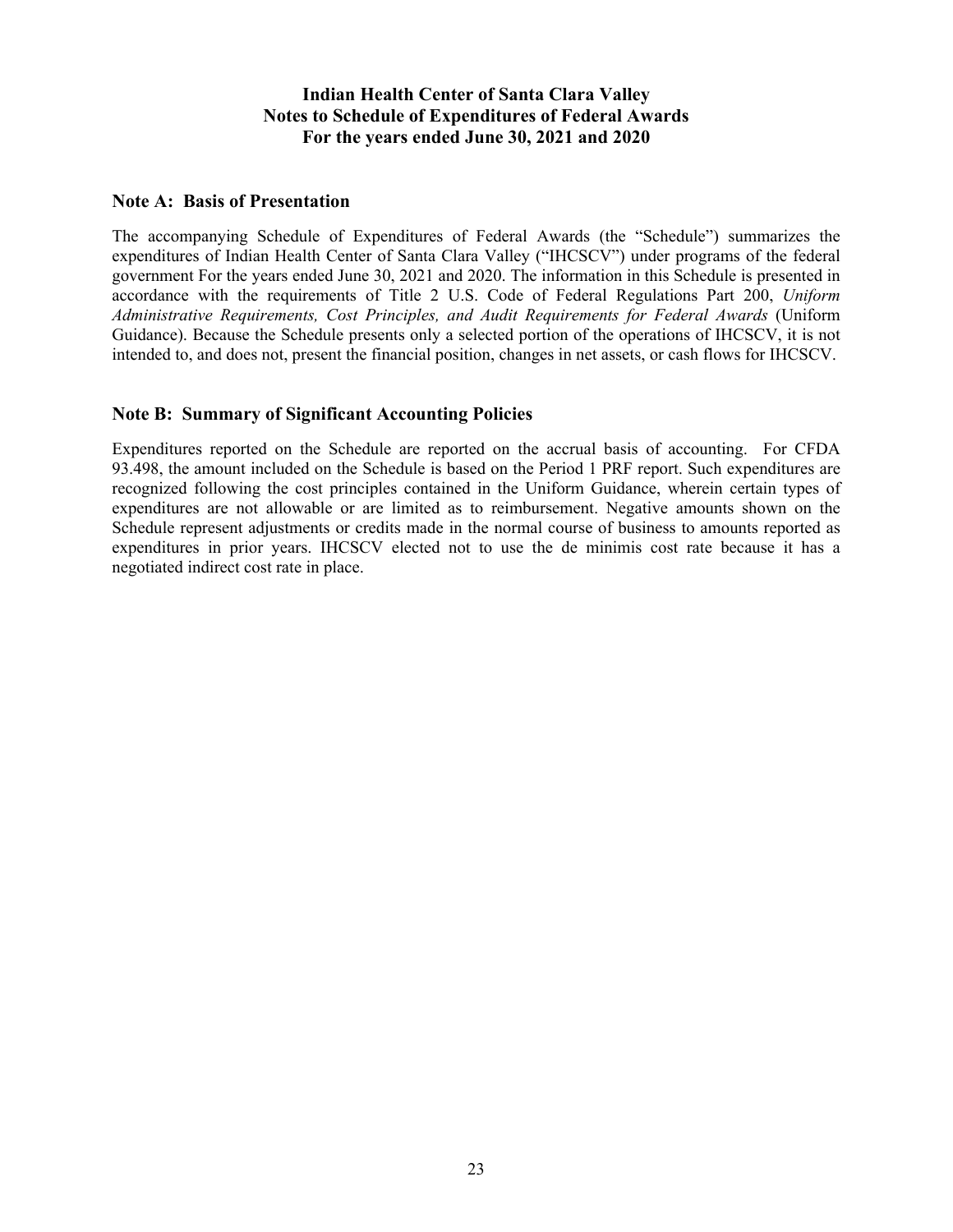# Indian Health Center of Santa Clara Valley
# Notes to Schedule of Expenditures of Federal Awards
# For the years ended June 30, 2021 and 2020

## Note A: Basis of Presentation

The accompanying Schedule of Expenditures of Federal Awards (the "Schedule") summarizes the expenditures of Indian Health Center of Santa Clara Valley ("IHCSCV") under programs of the federal government For the years ended June 30, 2021 and 2020. The information in this Schedule is presented in accordance with the requirements of Title 2 U.S. Code of Federal Regulations Part 200, *Uniform Administrative Requirements, Cost Principles, and Audit Requirements for Federal Awards* (Uniform Guidance). Because the Schedule presents only a selected portion of the operations of IHCSCV, it is not intended to, and does not, present the financial position, changes in net assets, or cash flows for IHCSCV.

## Note B: Summary of Significant Accounting Policies

Expenditures reported on the Schedule are reported on the accrual basis of accounting. For CFDA 93.498, the amount included on the Schedule is based on the Period 1 PRF report. Such expenditures are recognized following the cost principles contained in the Uniform Guidance, wherein certain types of expenditures are not allowable or are limited as to reimbursement. Negative amounts shown on the Schedule represent adjustments or credits made in the normal course of business to amounts reported as expenditures in prior years. IHCSCV elected not to use the de minimis cost rate because it has a negotiated indirect cost rate in place.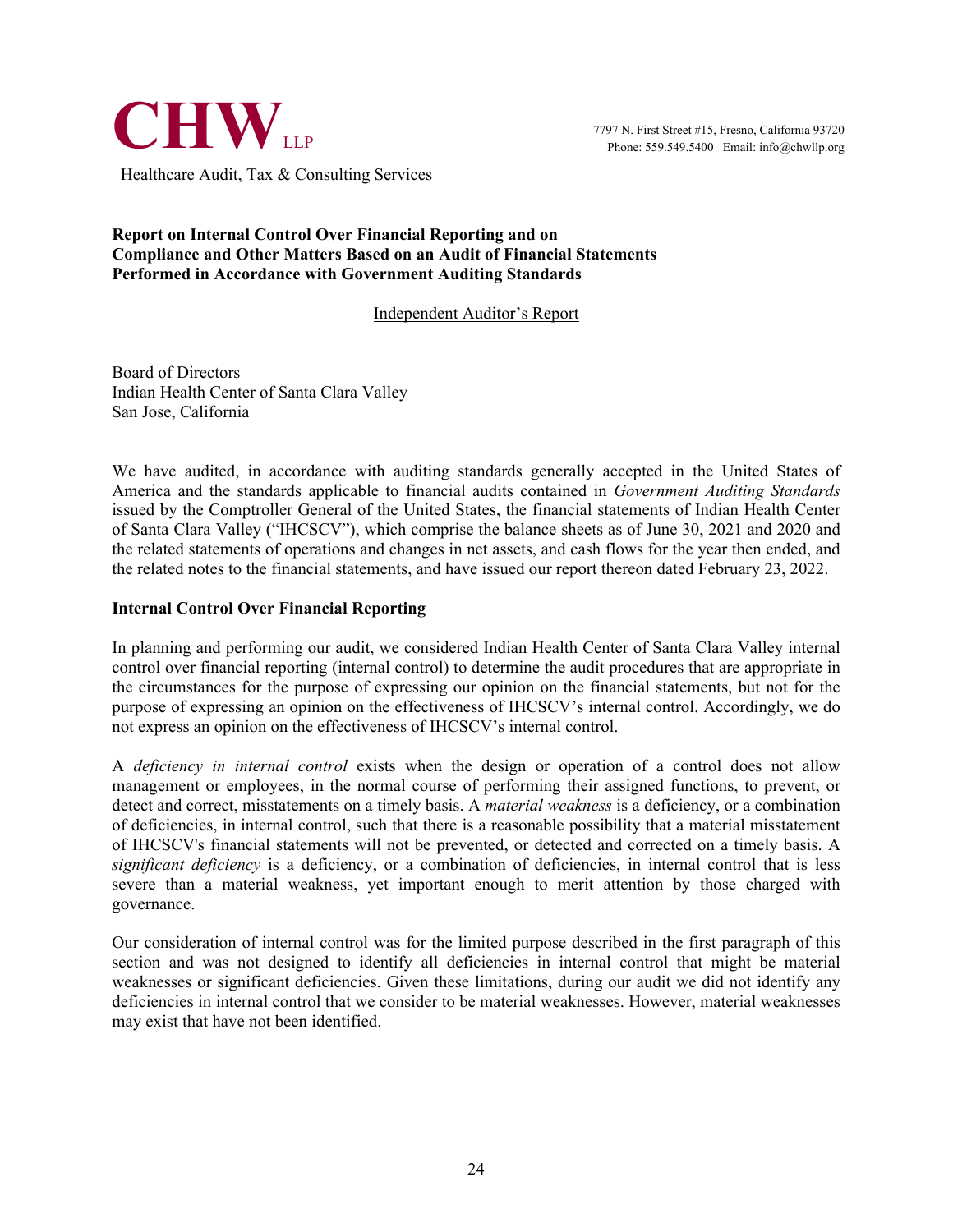**CHW** LLP

7797 N. First Street #15, Fresno, California 93720
Phone: 559.549.5400 Email: info@chwllp.org

Healthcare Audit, Tax & Consulting Services

**Report on Internal Control Over Financial Reporting and on Compliance and Other Matters Based on an Audit of Financial Statements Performed in Accordance with Government Auditing Standards**

Independent Auditor's Report

Board of Directors
Indian Health Center of Santa Clara Valley
San Jose, California

We have audited, in accordance with auditing standards generally accepted in the United States of America and the standards applicable to financial audits contained in *Government Auditing Standards* issued by the Comptroller General of the United States, the financial statements of Indian Health Center of Santa Clara Valley ("IHCSCV"), which comprise the balance sheets as of June 30, 2021 and 2020 and the related statements of operations and changes in net assets, and cash flows for the year then ended, and the related notes to the financial statements, and have issued our report thereon dated February 23, 2022.

**Internal Control Over Financial Reporting**

In planning and performing our audit, we considered Indian Health Center of Santa Clara Valley internal control over financial reporting (internal control) to determine the audit procedures that are appropriate in the circumstances for the purpose of expressing our opinion on the financial statements, but not for the purpose of expressing an opinion on the effectiveness of IHCSCV's internal control. Accordingly, we do not express an opinion on the effectiveness of IHCSCV's internal control.

A *deficiency in internal control* exists when the design or operation of a control does not allow management or employees, in the normal course of performing their assigned functions, to prevent, or detect and correct, misstatements on a timely basis. A *material weakness* is a deficiency, or a combination of deficiencies, in internal control, such that there is a reasonable possibility that a material misstatement of IHCSCV's financial statements will not be prevented, or detected and corrected on a timely basis. A *significant deficiency* is a deficiency, or a combination of deficiencies, in internal control that is less severe than a material weakness, yet important enough to merit attention by those charged with governance.

Our consideration of internal control was for the limited purpose described in the first paragraph of this section and was not designed to identify all deficiencies in internal control that might be material weaknesses or significant deficiencies. Given these limitations, during our audit we did not identify any deficiencies in internal control that we consider to be material weaknesses. However, material weaknesses may exist that have not been identified.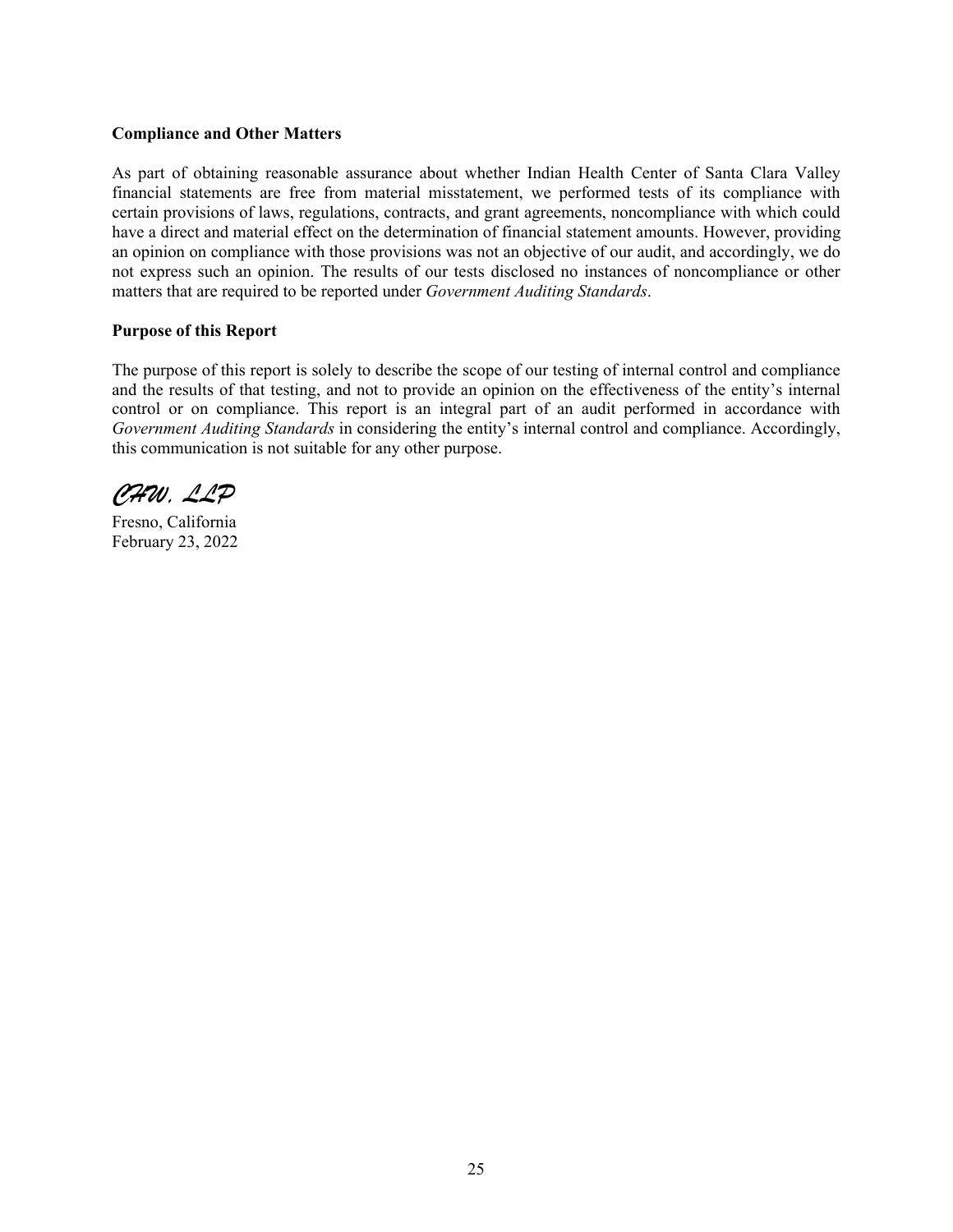**Compliance and Other Matters**

As part of obtaining reasonable assurance about whether Indian Health Center of Santa Clara Valley financial statements are free from material misstatement, we performed tests of its compliance with certain provisions of laws, regulations, contracts, and grant agreements, noncompliance with which could have a direct and material effect on the determination of financial statement amounts. However, providing an opinion on compliance with those provisions was not an objective of our audit, and accordingly, we do not express such an opinion. The results of our tests disclosed no instances of noncompliance or other matters that are required to be reported under *Government Auditing Standards*.

**Purpose of this Report**

The purpose of this report is solely to describe the scope of our testing of internal control and compliance and the results of that testing, and not to provide an opinion on the effectiveness of the entity's internal control or on compliance. This report is an integral part of an audit performed in accordance with *Government Auditing Standards* in considering the entity's internal control and compliance. Accordingly, this communication is not suitable for any other purpose.

*CHW, LLP*

Fresno, California
February 23, 2022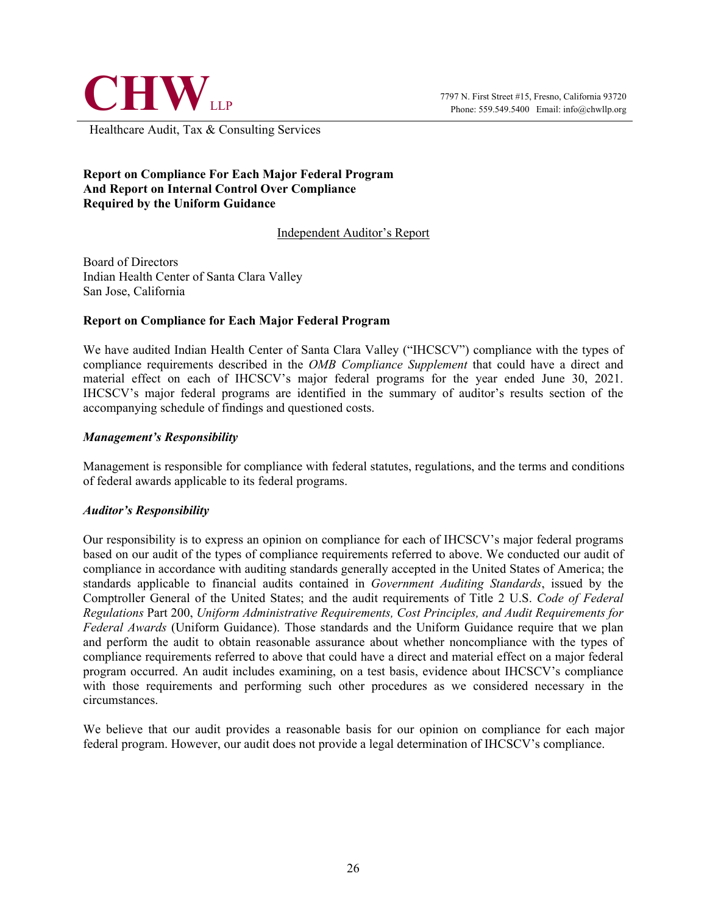**CHW** LLP

7797 N. First Street #15, Fresno, California 93720
Phone: 559.549.5400 Email: info@chwllp.org

Healthcare Audit, Tax & Consulting Services

**Report on Compliance For Each Major Federal Program**
**And Report on Internal Control Over Compliance**
**Required by the Uniform Guidance**

Independent Auditor's Report

Board of Directors
Indian Health Center of Santa Clara Valley
San Jose, California

**Report on Compliance for Each Major Federal Program**

We have audited Indian Health Center of Santa Clara Valley ("IHCSCV") compliance with the types of compliance requirements described in the *OMB Compliance Supplement* that could have a direct and material effect on each of IHCSCV's major federal programs for the year ended June 30, 2021. IHCSCV's major federal programs are identified in the summary of auditor's results section of the accompanying schedule of findings and questioned costs.

***Management's Responsibility***

Management is responsible for compliance with federal statutes, regulations, and the terms and conditions of federal awards applicable to its federal programs.

***Auditor's Responsibility***

Our responsibility is to express an opinion on compliance for each of IHCSCV's major federal programs based on our audit of the types of compliance requirements referred to above. We conducted our audit of compliance in accordance with auditing standards generally accepted in the United States of America; the standards applicable to financial audits contained in *Government Auditing Standards*, issued by the Comptroller General of the United States; and the audit requirements of Title 2 U.S. *Code of Federal Regulations* Part 200, *Uniform Administrative Requirements, Cost Principles, and Audit Requirements for Federal Awards* (Uniform Guidance). Those standards and the Uniform Guidance require that we plan and perform the audit to obtain reasonable assurance about whether noncompliance with the types of compliance requirements referred to above that could have a direct and material effect on a major federal program occurred. An audit includes examining, on a test basis, evidence about IHCSCV's compliance with those requirements and performing such other procedures as we considered necessary in the circumstances.

We believe that our audit provides a reasonable basis for our opinion on compliance for each major federal program. However, our audit does not provide a legal determination of IHCSCV's compliance.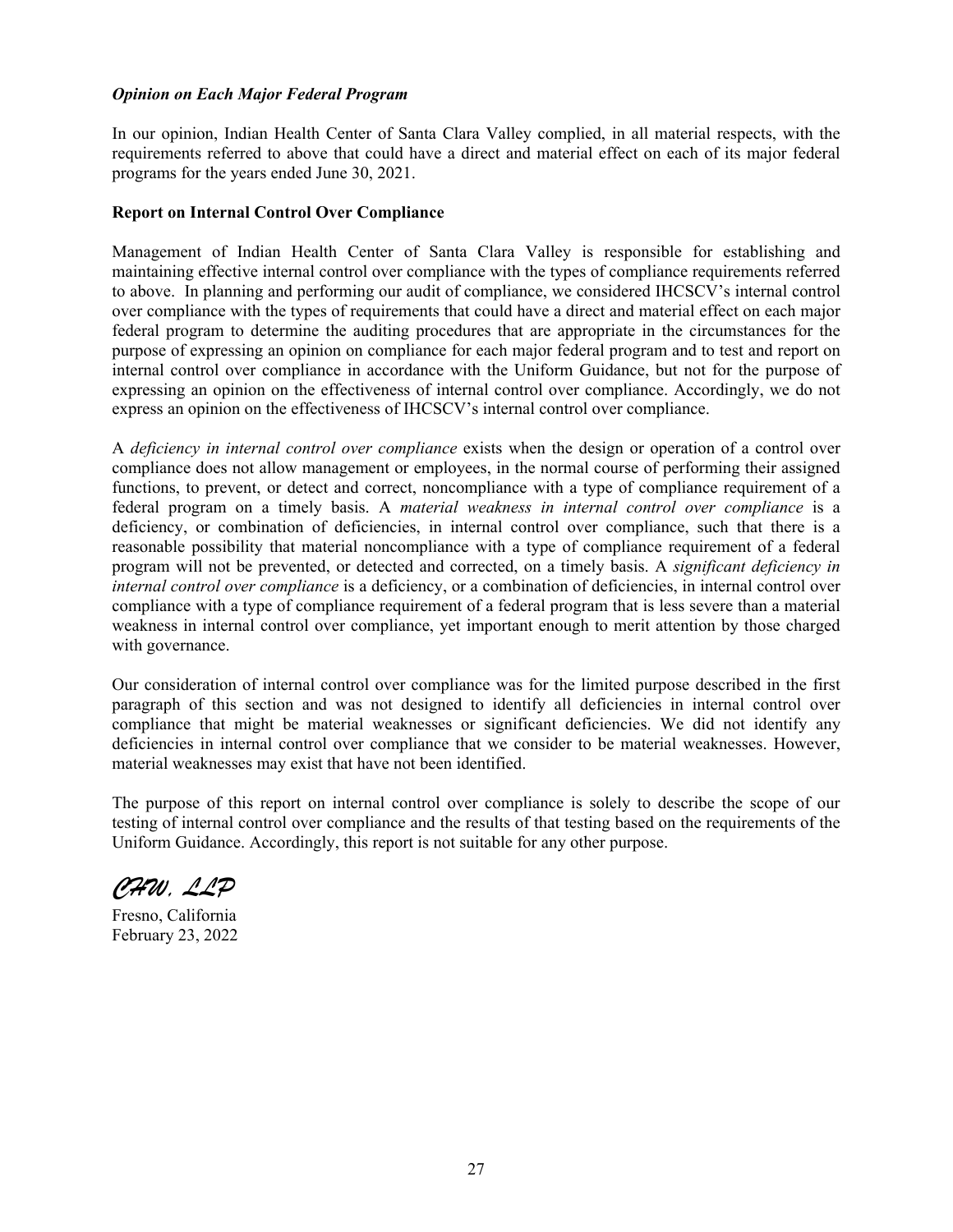***Opinion on Each Major Federal Program***

In our opinion, Indian Health Center of Santa Clara Valley complied, in all material respects, with the requirements referred to above that could have a direct and material effect on each of its major federal programs for the years ended June 30, 2021.

**Report on Internal Control Over Compliance**

Management of Indian Health Center of Santa Clara Valley is responsible for establishing and maintaining effective internal control over compliance with the types of compliance requirements referred to above. In planning and performing our audit of compliance, we considered IHCSCV's internal control over compliance with the types of requirements that could have a direct and material effect on each major federal program to determine the auditing procedures that are appropriate in the circumstances for the purpose of expressing an opinion on compliance for each major federal program and to test and report on internal control over compliance in accordance with the Uniform Guidance, but not for the purpose of expressing an opinion on the effectiveness of internal control over compliance. Accordingly, we do not express an opinion on the effectiveness of IHCSCV's internal control over compliance.

A *deficiency in internal control over compliance* exists when the design or operation of a control over compliance does not allow management or employees, in the normal course of performing their assigned functions, to prevent, or detect and correct, noncompliance with a type of compliance requirement of a federal program on a timely basis. A *material weakness in internal control over compliance* is a deficiency, or combination of deficiencies, in internal control over compliance, such that there is a reasonable possibility that material noncompliance with a type of compliance requirement of a federal program will not be prevented, or detected and corrected, on a timely basis. A *significant deficiency in internal control over compliance* is a deficiency, or a combination of deficiencies, in internal control over compliance with a type of compliance requirement of a federal program that is less severe than a material weakness in internal control over compliance, yet important enough to merit attention by those charged with governance.

Our consideration of internal control over compliance was for the limited purpose described in the first paragraph of this section and was not designed to identify all deficiencies in internal control over compliance that might be material weaknesses or significant deficiencies. We did not identify any deficiencies in internal control over compliance that we consider to be material weaknesses. However, material weaknesses may exist that have not been identified.

The purpose of this report on internal control over compliance is solely to describe the scope of our testing of internal control over compliance and the results of that testing based on the requirements of the Uniform Guidance. Accordingly, this report is not suitable for any other purpose.

*CHW, LLP*

Fresno, California
February 23, 2022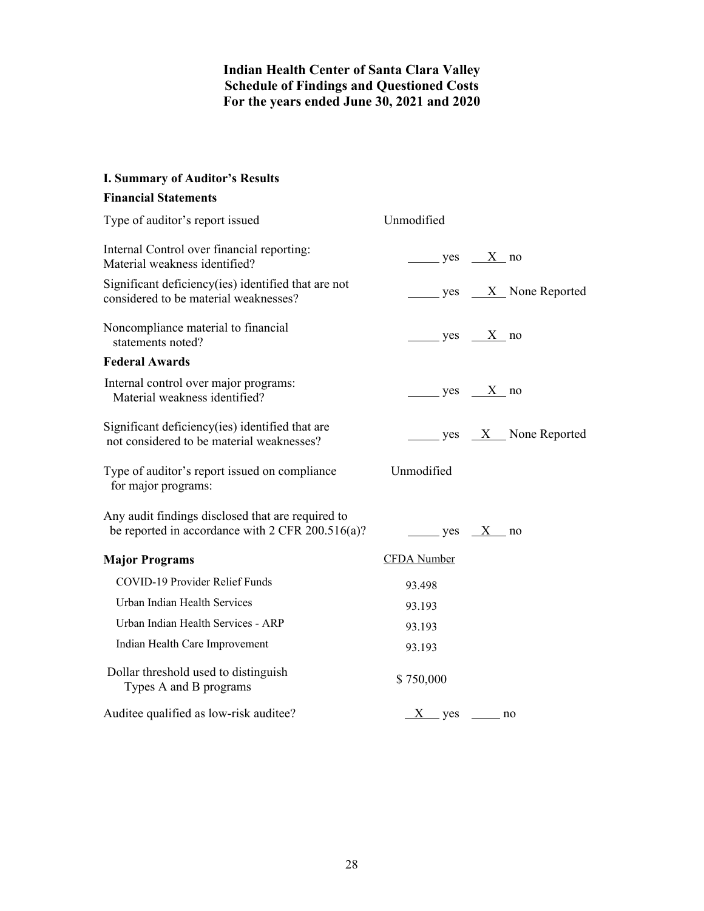# Indian Health Center of Santa Clara Valley
## Schedule of Findings and Questioned Costs
## For the years ended June 30, 2021 and 2020

### I. Summary of Auditor's Results

**Financial Statements**

| | |
|---|---|
| Type of auditor's report issued | Unmodified |
| Internal Control over financial reporting: Material weakness identified? | ____ yes __X__ no |
| Significant deficiency(ies) identified that are not considered to be material weaknesses? | ____ yes __X__ None Reported |
| Noncompliance material to financial statements noted? | ____ yes __X__ no |

**Federal Awards**

| | |
|---|---|
| Internal control over major programs: Material weakness identified? | ____ yes __X__ no |
| Significant deficiency(ies) identified that are not considered to be material weaknesses? | ____ yes __X__ None Reported |
| Type of auditor's report issued on compliance for major programs: | Unmodified |
| Any audit findings disclosed that are required to be reported in accordance with 2 CFR 200.516(a)? | ____ yes __X__ no |

| **Major Programs** | CFDA Number |
|---|---|
| COVID-19 Provider Relief Funds | 93.498 |
| Urban Indian Health Services | 93.193 |
| Urban Indian Health Services - ARP | 93.193 |
| Indian Health Care Improvement | 93.193 |

| | |
|---|---|
| Dollar threshold used to distinguish Types A and B programs | $ 750,000 |
| Auditee qualified as low-risk auditee? | __X__ yes ____ no |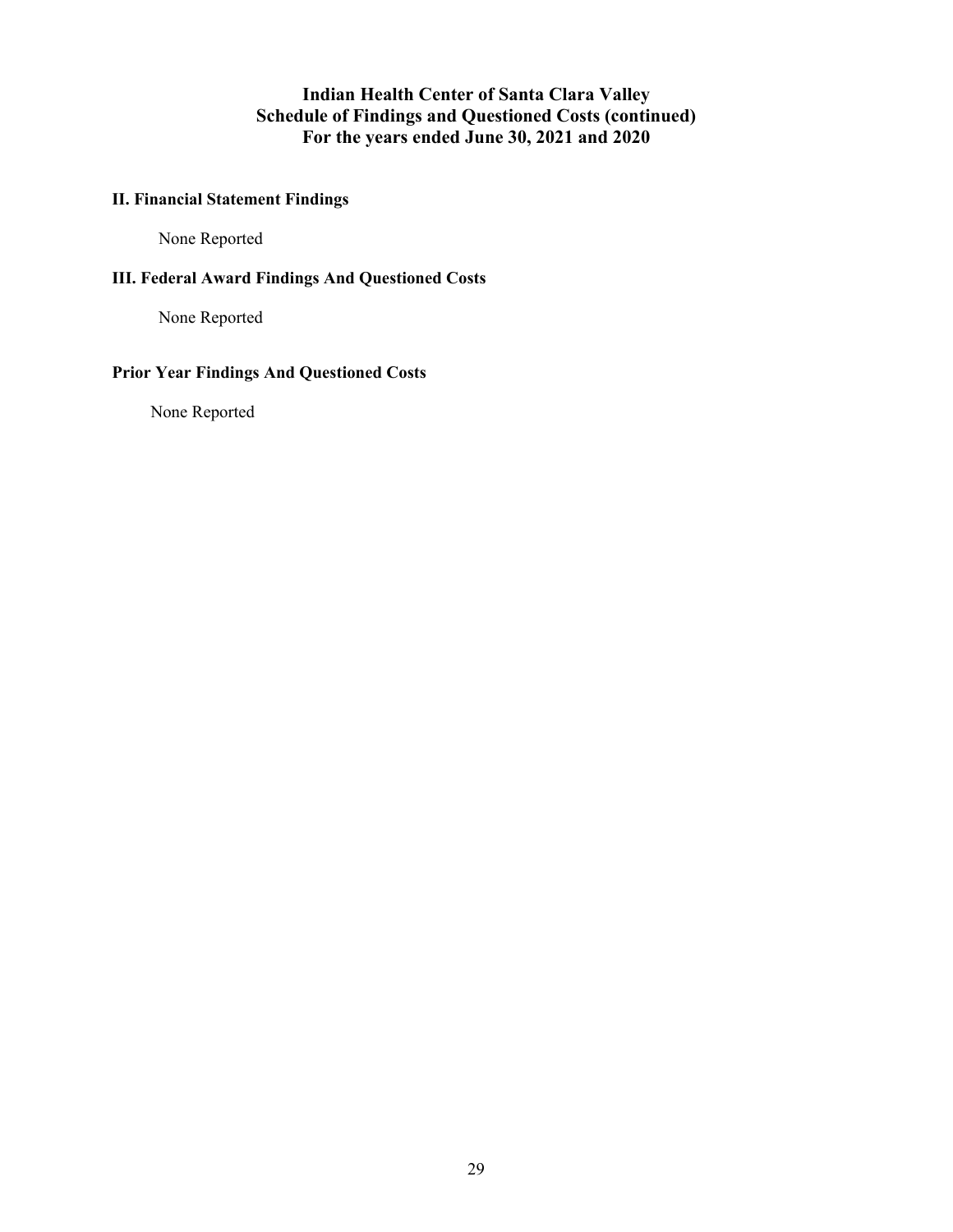# Indian Health Center of Santa Clara Valley
# Schedule of Findings and Questioned Costs (continued)
# For the years ended June 30, 2021 and 2020

## II. Financial Statement Findings

None Reported

## III. Federal Award Findings And Questioned Costs

None Reported

## Prior Year Findings And Questioned Costs

None Reported